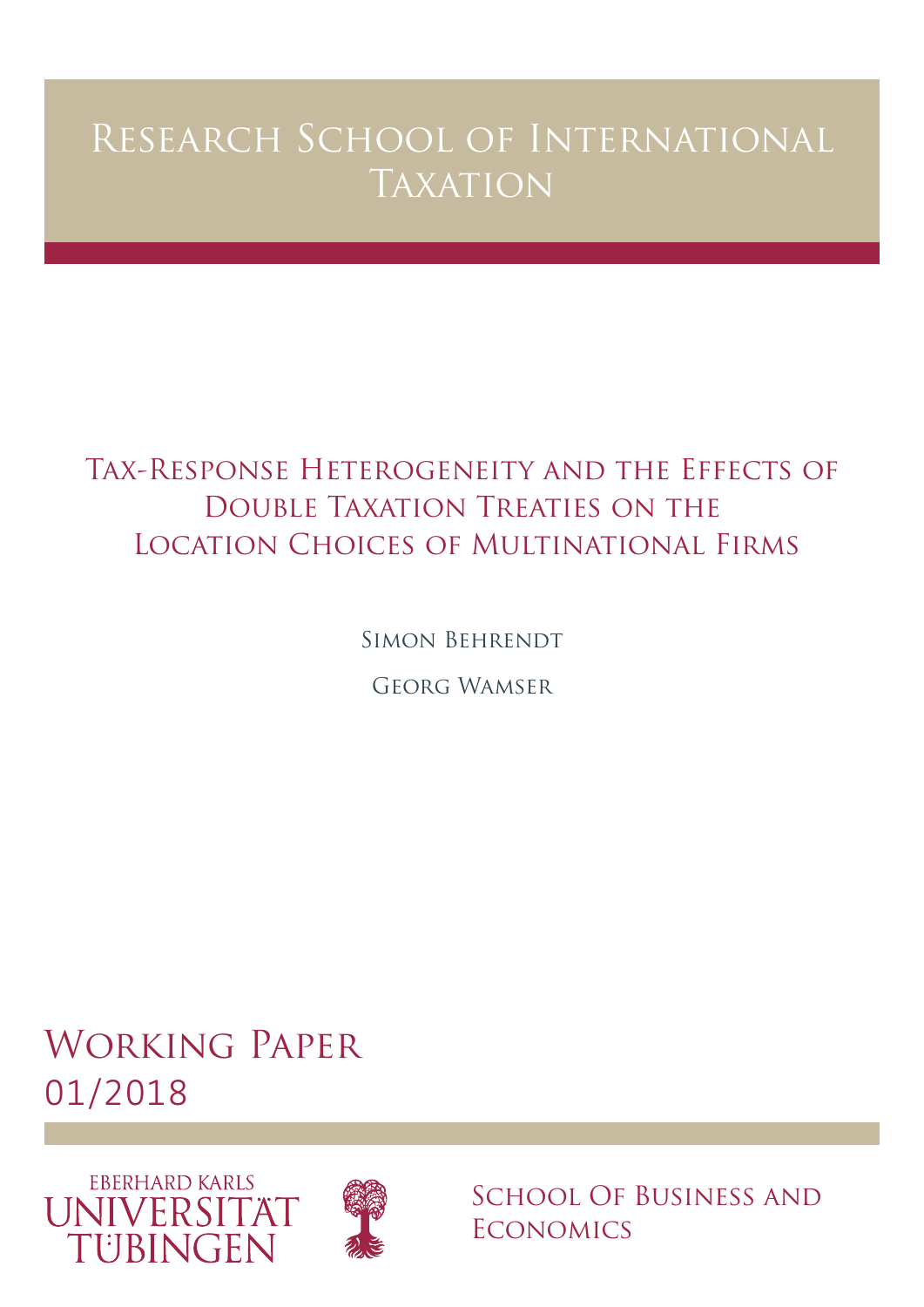# Research School of International Taxation

## Tax-Response Heterogeneity and the Effects of Double Taxation Treaties on the Location Choices of Multinational Firms

Simon Behrendt

Georg Wamser

Working Paper
01/2018

EBERHARD KARLS
UNIVERSITÄT
TÜBINGEN

School Of Business and Economics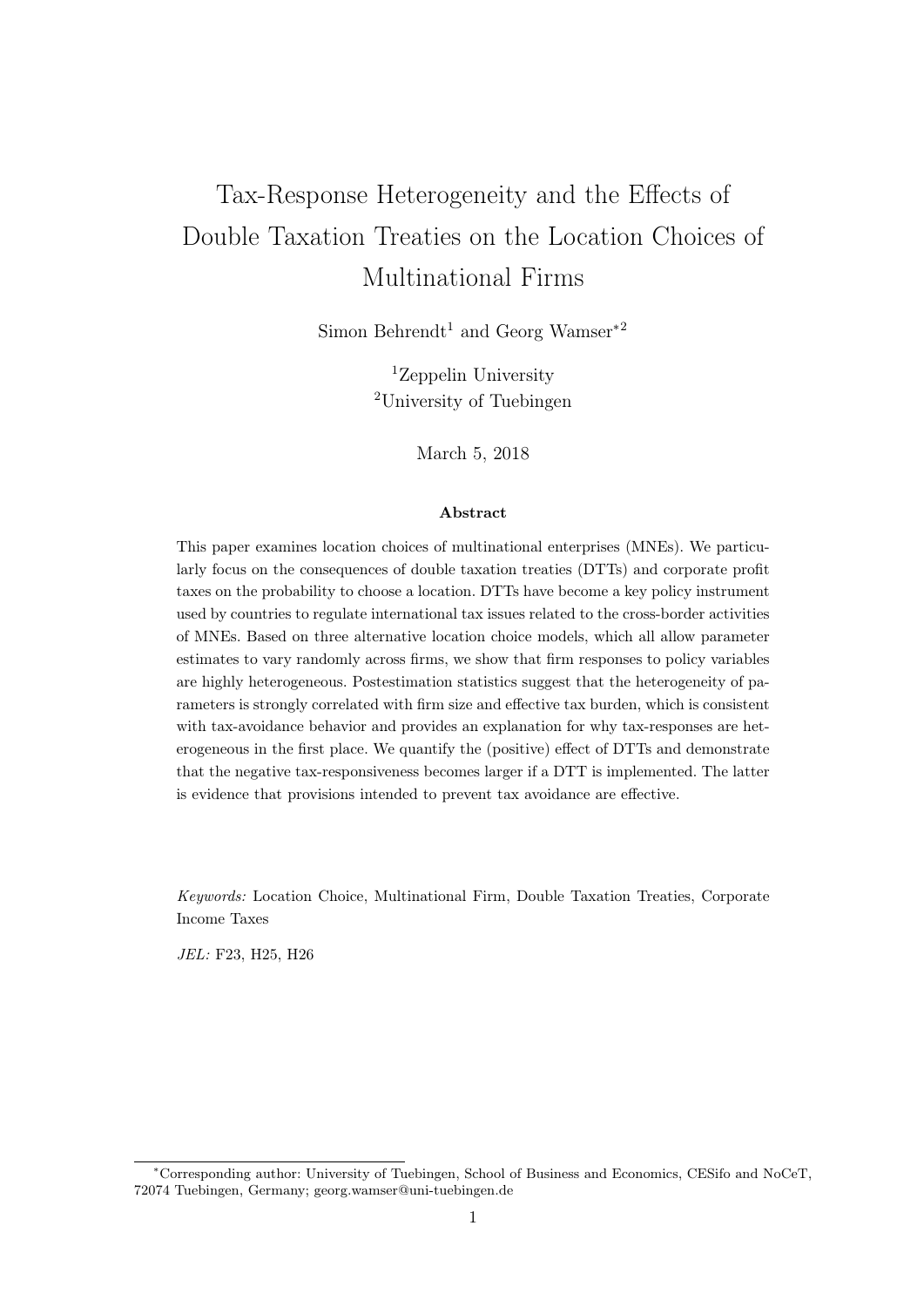# Tax-Response Heterogeneity and the Effects of Double Taxation Treaties on the Location Choices of Multinational Firms

Simon Behrendt[1] and Georg Wamser*[2]

[1]Zeppelin University
[2]University of Tuebingen

March 5, 2018

### Abstract

This paper examines location choices of multinational enterprises (MNEs). We particularly focus on the consequences of double taxation treaties (DTTs) and corporate profit taxes on the probability to choose a location. DTTs have become a key policy instrument used by countries to regulate international tax issues related to the cross-border activities of MNEs. Based on three alternative location choice models, which all allow parameter estimates to vary randomly across firms, we show that firm responses to policy variables are highly heterogeneous. Postestimation statistics suggest that the heterogeneity of parameters is strongly correlated with firm size and effective tax burden, which is consistent with tax-avoidance behavior and provides an explanation for why tax-responses are heterogeneous in the first place. We quantify the (positive) effect of DTTs and demonstrate that the negative tax-responsiveness becomes larger if a DTT is implemented. The latter is evidence that provisions intended to prevent tax avoidance are effective.

*Keywords:* Location Choice, Multinational Firm, Double Taxation Treaties, Corporate Income Taxes

*JEL:* F23, H25, H26

*Corresponding author: University of Tuebingen, School of Business and Economics, CESifo and NoCeT, 72074 Tuebingen, Germany; georg.wamser@uni-tuebingen.de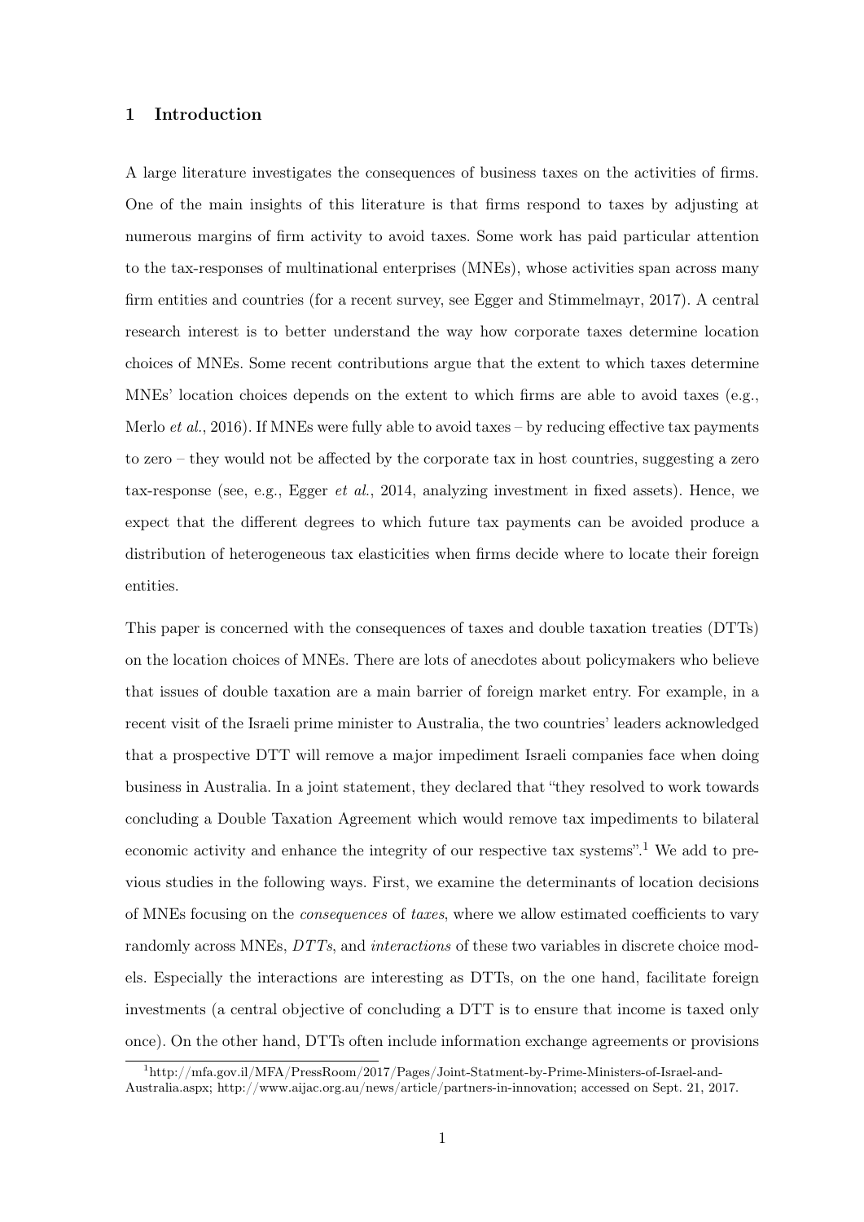## 1 Introduction

A large literature investigates the consequences of business taxes on the activities of firms. One of the main insights of this literature is that firms respond to taxes by adjusting at numerous margins of firm activity to avoid taxes. Some work has paid particular attention to the tax-responses of multinational enterprises (MNEs), whose activities span across many firm entities and countries (for a recent survey, see Egger and Stimmelmayr, 2017). A central research interest is to better understand the way how corporate taxes determine location choices of MNEs. Some recent contributions argue that the extent to which taxes determine MNEs' location choices depends on the extent to which firms are able to avoid taxes (e.g., Merlo *et al.*, 2016). If MNEs were fully able to avoid taxes – by reducing effective tax payments to zero – they would not be affected by the corporate tax in host countries, suggesting a zero tax-response (see, e.g., Egger *et al.*, 2014, analyzing investment in fixed assets). Hence, we expect that the different degrees to which future tax payments can be avoided produce a distribution of heterogeneous tax elasticities when firms decide where to locate their foreign entities.

This paper is concerned with the consequences of taxes and double taxation treaties (DTTs) on the location choices of MNEs. There are lots of anecdotes about policymakers who believe that issues of double taxation are a main barrier of foreign market entry. For example, in a recent visit of the Israeli prime minister to Australia, the two countries' leaders acknowledged that a prospective DTT will remove a major impediment Israeli companies face when doing business in Australia. In a joint statement, they declared that "they resolved to work towards concluding a Double Taxation Agreement which would remove tax impediments to bilateral economic activity and enhance the integrity of our respective tax systems".[1] We add to previous studies in the following ways. First, we examine the determinants of location decisions of MNEs focusing on the *consequences* of *taxes*, where we allow estimated coefficients to vary randomly across MNEs, *DTTs*, and *interactions* of these two variables in discrete choice models. Especially the interactions are interesting as DTTs, on the one hand, facilitate foreign investments (a central objective of concluding a DTT is to ensure that income is taxed only once). On the other hand, DTTs often include information exchange agreements or provisions

[1] http://mfa.gov.il/MFA/PressRoom/2017/Pages/Joint-Statment-by-Prime-Ministers-of-Israel-and-Australia.aspx; http://www.aijac.org.au/news/article/partners-in-innovation; accessed on Sept. 21, 2017.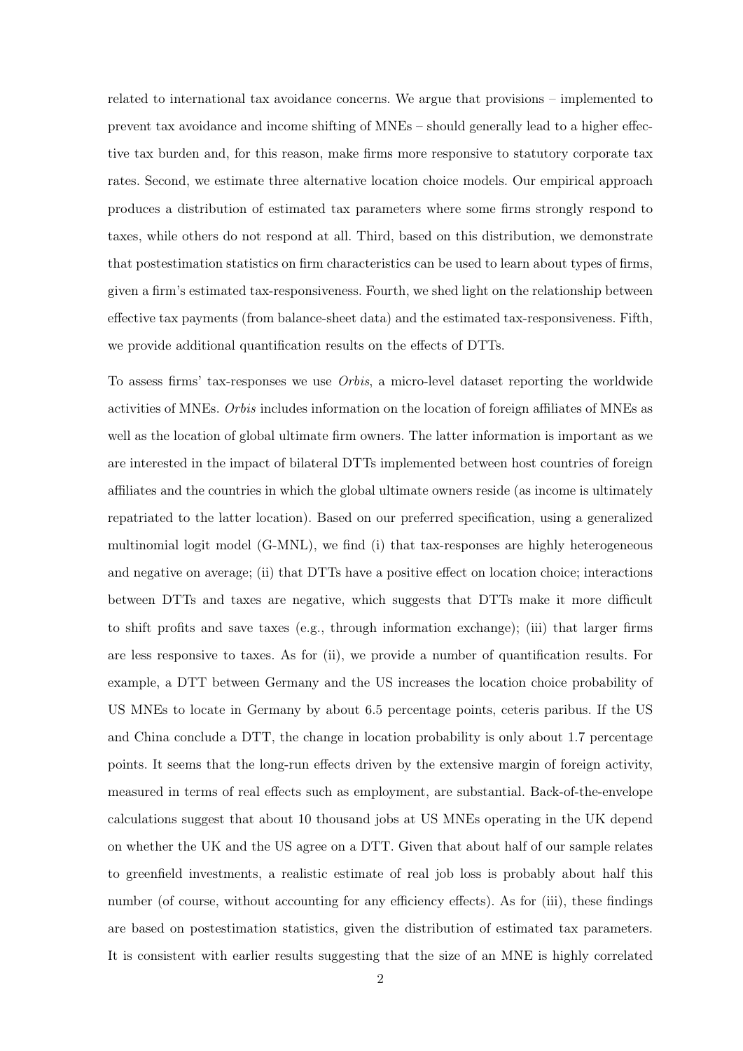related to international tax avoidance concerns. We argue that provisions – implemented to prevent tax avoidance and income shifting of MNEs – should generally lead to a higher effective tax burden and, for this reason, make firms more responsive to statutory corporate tax rates. Second, we estimate three alternative location choice models. Our empirical approach produces a distribution of estimated tax parameters where some firms strongly respond to taxes, while others do not respond at all. Third, based on this distribution, we demonstrate that postestimation statistics on firm characteristics can be used to learn about types of firms, given a firm's estimated tax-responsiveness. Fourth, we shed light on the relationship between effective tax payments (from balance-sheet data) and the estimated tax-responsiveness. Fifth, we provide additional quantification results on the effects of DTTs.

To assess firms' tax-responses we use *Orbis*, a micro-level dataset reporting the worldwide activities of MNEs. *Orbis* includes information on the location of foreign affiliates of MNEs as well as the location of global ultimate firm owners. The latter information is important as we are interested in the impact of bilateral DTTs implemented between host countries of foreign affiliates and the countries in which the global ultimate owners reside (as income is ultimately repatriated to the latter location). Based on our preferred specification, using a generalized multinomial logit model (G-MNL), we find (i) that tax-responses are highly heterogeneous and negative on average; (ii) that DTTs have a positive effect on location choice; interactions between DTTs and taxes are negative, which suggests that DTTs make it more difficult to shift profits and save taxes (e.g., through information exchange); (iii) that larger firms are less responsive to taxes. As for (ii), we provide a number of quantification results. For example, a DTT between Germany and the US increases the location choice probability of US MNEs to locate in Germany by about 6.5 percentage points, ceteris paribus. If the US and China conclude a DTT, the change in location probability is only about 1.7 percentage points. It seems that the long-run effects driven by the extensive margin of foreign activity, measured in terms of real effects such as employment, are substantial. Back-of-the-envelope calculations suggest that about 10 thousand jobs at US MNEs operating in the UK depend on whether the UK and the US agree on a DTT. Given that about half of our sample relates to greenfield investments, a realistic estimate of real job loss is probably about half this number (of course, without accounting for any efficiency effects). As for (iii), these findings are based on postestimation statistics, given the distribution of estimated tax parameters. It is consistent with earlier results suggesting that the size of an MNE is highly correlated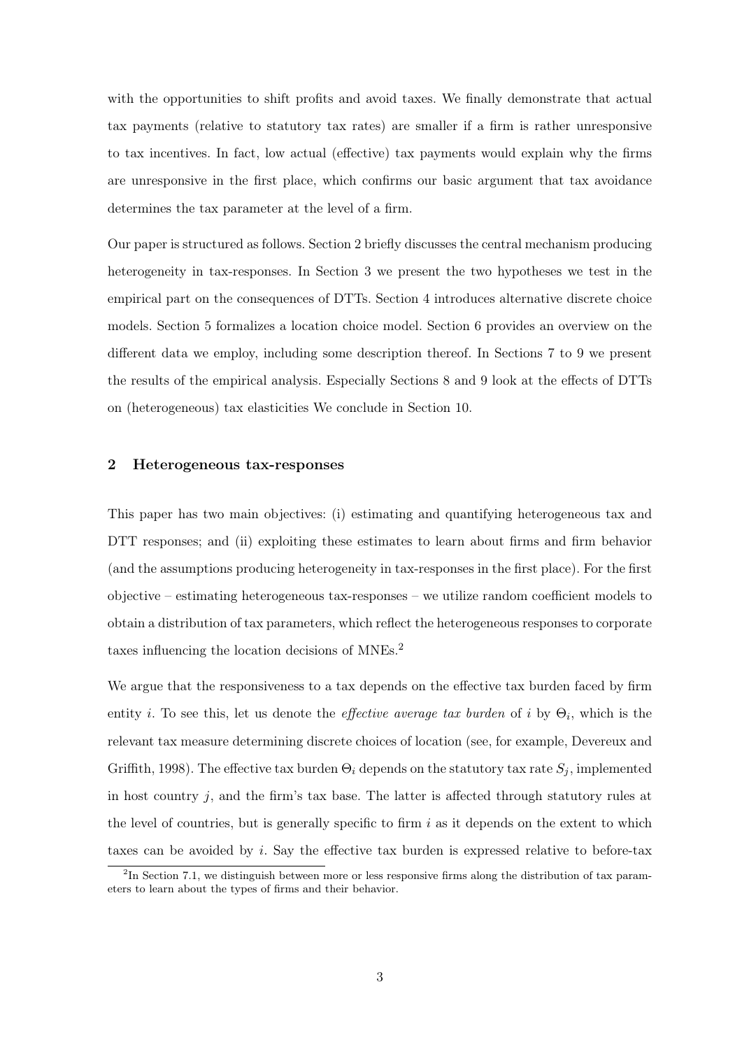with the opportunities to shift profits and avoid taxes. We finally demonstrate that actual tax payments (relative to statutory tax rates) are smaller if a firm is rather unresponsive to tax incentives. In fact, low actual (effective) tax payments would explain why the firms are unresponsive in the first place, which confirms our basic argument that tax avoidance determines the tax parameter at the level of a firm.

Our paper is structured as follows. Section 2 briefly discusses the central mechanism producing heterogeneity in tax-responses. In Section 3 we present the two hypotheses we test in the empirical part on the consequences of DTTs. Section 4 introduces alternative discrete choice models. Section 5 formalizes a location choice model. Section 6 provides an overview on the different data we employ, including some description thereof. In Sections 7 to 9 we present the results of the empirical analysis. Especially Sections 8 and 9 look at the effects of DTTs on (heterogeneous) tax elasticities We conclude in Section 10.

## 2 Heterogeneous tax-responses

This paper has two main objectives: (i) estimating and quantifying heterogeneous tax and DTT responses; and (ii) exploiting these estimates to learn about firms and firm behavior (and the assumptions producing heterogeneity in tax-responses in the first place). For the first objective – estimating heterogeneous tax-responses – we utilize random coefficient models to obtain a distribution of tax parameters, which reflect the heterogeneous responses to corporate taxes influencing the location decisions of MNEs.[2]

We argue that the responsiveness to a tax depends on the effective tax burden faced by firm entity $i$. To see this, let us denote the *effective average tax burden* of $i$ by $\Theta_i$, which is the relevant tax measure determining discrete choices of location (see, for example, Devereux and Griffith, 1998). The effective tax burden $\Theta_i$ depends on the statutory tax rate $S_j$, implemented in host country $j$, and the firm's tax base. The latter is affected through statutory rules at the level of countries, but is generally specific to firm $i$ as it depends on the extent to which taxes can be avoided by $i$. Say the effective tax burden is expressed relative to before-tax

[2] In Section 7.1, we distinguish between more or less responsive firms along the distribution of tax parameters to learn about the types of firms and their behavior.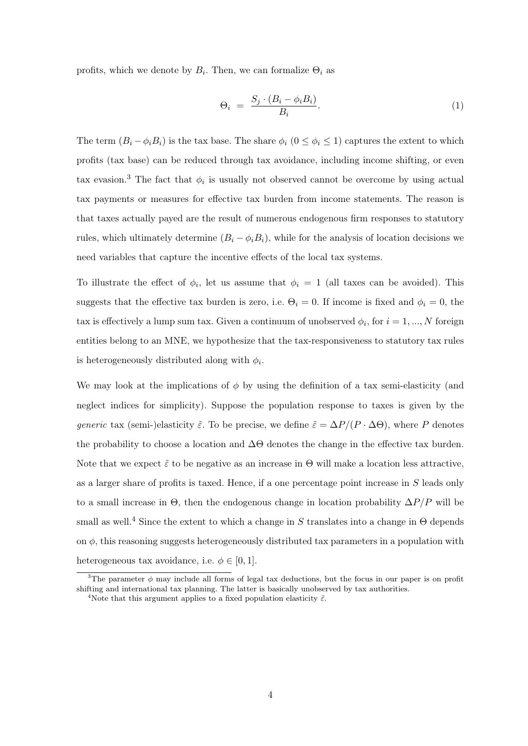profits, which we denote by $B_i$. Then, we can formalize $\Theta_i$ as

$$\Theta_i \ = \ \frac{S_j \cdot (B_i - \phi_i B_i)}{B_i}. \tag{1}$$

The term $(B_i - \phi_i B_i)$ is the tax base. The share $\phi_i$ ($0 \leq \phi_i \leq 1$) captures the extent to which profits (tax base) can be reduced through tax avoidance, including income shifting, or even tax evasion.[3] The fact that $\phi_i$ is usually not observed cannot be overcome by using actual tax payments or measures for effective tax burden from income statements. The reason is that taxes actually payed are the result of numerous endogenous firm responses to statutory rules, which ultimately determine $(B_i - \phi_i B_i)$, while for the analysis of location decisions we need variables that capture the incentive effects of the local tax systems.

To illustrate the effect of $\phi_i$, let us assume that $\phi_i = 1$ (all taxes can be avoided). This suggests that the effective tax burden is zero, i.e. $\Theta_i = 0$. If income is fixed and $\phi_i = 0$, the tax is effectively a lump sum tax. Given a continuum of unobserved $\phi_i$, for $i = 1, ..., N$ foreign entities belong to an MNE, we hypothesize that the tax-responsiveness to statutory tax rules is heterogeneously distributed along with $\phi_i$.

We may look at the implications of $\phi$ by using the definition of a tax semi-elasticity (and neglect indices for simplicity). Suppose the population response to taxes is given by the *generic* tax (semi-)elasticity $\tilde{\varepsilon}$. To be precise, we define $\tilde{\varepsilon} = \Delta P/(P \cdot \Delta\Theta)$, where $P$ denotes the probability to choose a location and $\Delta\Theta$ denotes the change in the effective tax burden. Note that we expect $\tilde{\varepsilon}$ to be negative as an increase in $\Theta$ will make a location less attractive, as a larger share of profits is taxed. Hence, if a one percentage point increase in $S$ leads only to a small increase in $\Theta$, then the endogenous change in location probability $\Delta P/P$ will be small as well.[4] Since the extent to which a change in $S$ translates into a change in $\Theta$ depends on $\phi$, this reasoning suggests heterogeneously distributed tax parameters in a population with heterogeneous tax avoidance, i.e. $\phi \in [0, 1]$.

[3] The parameter $\phi$ may include all forms of legal tax deductions, but the focus in our paper is on profit shifting and international tax planning. The latter is basically unobserved by tax authorities.

[4] Note that this argument applies to a fixed population elasticity $\tilde{\varepsilon}$.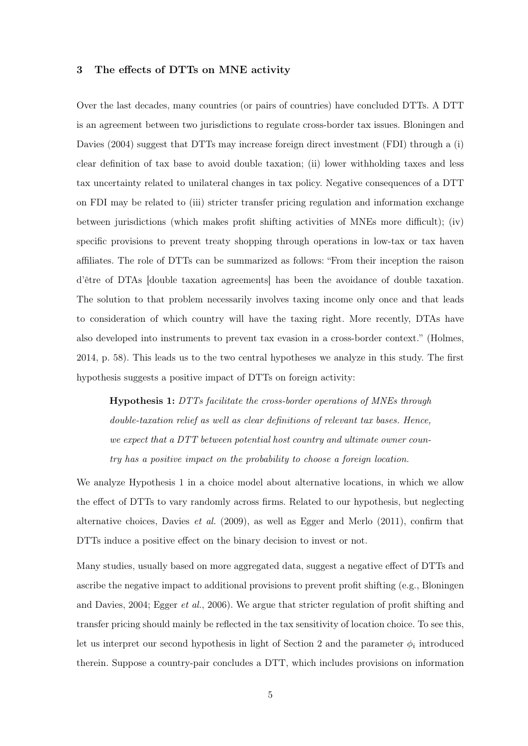## 3 The effects of DTTs on MNE activity

Over the last decades, many countries (or pairs of countries) have concluded DTTs. A DTT is an agreement between two jurisdictions to regulate cross-border tax issues. Bloningen and Davies (2004) suggest that DTTs may increase foreign direct investment (FDI) through a (i) clear definition of tax base to avoid double taxation; (ii) lower withholding taxes and less tax uncertainty related to unilateral changes in tax policy. Negative consequences of a DTT on FDI may be related to (iii) stricter transfer pricing regulation and information exchange between jurisdictions (which makes profit shifting activities of MNEs more difficult); (iv) specific provisions to prevent treaty shopping through operations in low-tax or tax haven affiliates. The role of DTTs can be summarized as follows: "From their inception the raison d'être of DTAs [double taxation agreements] has been the avoidance of double taxation. The solution to that problem necessarily involves taxing income only once and that leads to consideration of which country will have the taxing right. More recently, DTAs have also developed into instruments to prevent tax evasion in a cross-border context." (Holmes, 2014, p. 58). This leads us to the two central hypotheses we analyze in this study. The first hypothesis suggests a positive impact of DTTs on foreign activity:

> **Hypothesis 1:** *DTTs facilitate the cross-border operations of MNEs through double-taxation relief as well as clear definitions of relevant tax bases. Hence, we expect that a DTT between potential host country and ultimate owner country has a positive impact on the probability to choose a foreign location.*

We analyze Hypothesis 1 in a choice model about alternative locations, in which we allow the effect of DTTs to vary randomly across firms. Related to our hypothesis, but neglecting alternative choices, Davies *et al.* (2009), as well as Egger and Merlo (2011), confirm that DTTs induce a positive effect on the binary decision to invest or not.

Many studies, usually based on more aggregated data, suggest a negative effect of DTTs and ascribe the negative impact to additional provisions to prevent profit shifting (e.g., Bloningen and Davies, 2004; Egger *et al.*, 2006). We argue that stricter regulation of profit shifting and transfer pricing should mainly be reflected in the tax sensitivity of location choice. To see this, let us interpret our second hypothesis in light of Section 2 and the parameter $\phi_i$ introduced therein. Suppose a country-pair concludes a DTT, which includes provisions on information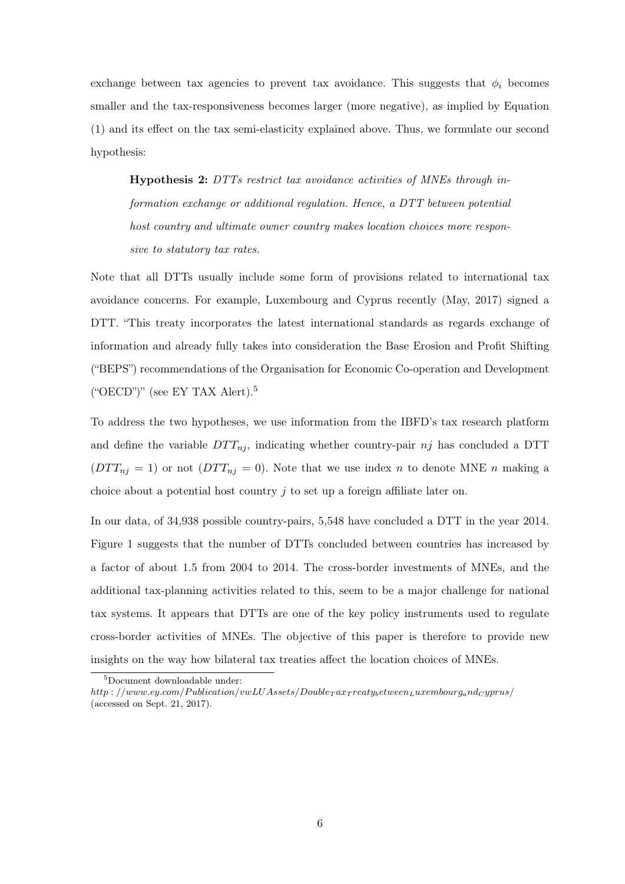exchange between tax agencies to prevent tax avoidance. This suggests that $\phi_i$ becomes smaller and the tax-responsiveness becomes larger (more negative), as implied by Equation (1) and its effect on the tax semi-elasticity explained above. Thus, we formulate our second hypothesis:

> **Hypothesis 2:** *DTTs restrict tax avoidance activities of MNEs through information exchange or additional regulation. Hence, a DTT between potential host country and ultimate owner country makes location choices more responsive to statutory tax rates.*

Note that all DTTs usually include some form of provisions related to international tax avoidance concerns. For example, Luxembourg and Cyprus recently (May, 2017) signed a DTT. "This treaty incorporates the latest international standards as regards exchange of information and already fully takes into consideration the Base Erosion and Profit Shifting ("BEPS") recommendations of the Organisation for Economic Co-operation and Development ("OECD")" (see EY TAX Alert).[5]

To address the two hypotheses, we use information from the IBFD's tax research platform and define the variable $DTT_{nj}$, indicating whether country-pair $nj$ has concluded a DTT ($DTT_{nj} = 1$) or not ($DTT_{nj} = 0$). Note that we use index $n$ to denote MNE $n$ making a choice about a potential host country $j$ to set up a foreign affiliate later on.

In our data, of 34,938 possible country-pairs, 5,548 have concluded a DTT in the year 2014. Figure 1 suggests that the number of DTTs concluded between countries has increased by a factor of about 1.5 from 2004 to 2014. The cross-border investments of MNEs, and the additional tax-planning activities related to this, seem to be a major challenge for national tax systems. It appears that DTTs are one of the key policy instruments used to regulate cross-border activities of MNEs. The objective of this paper is therefore to provide new insights on the way how bilateral tax treaties affect the location choices of MNEs.

[5] Document downloadable under: http://www.ey.com/Publication/vwLUAssets/Double_Tax_Treaty_between_Luxembourg_and_Cyprus/ (accessed on Sept. 21, 2017).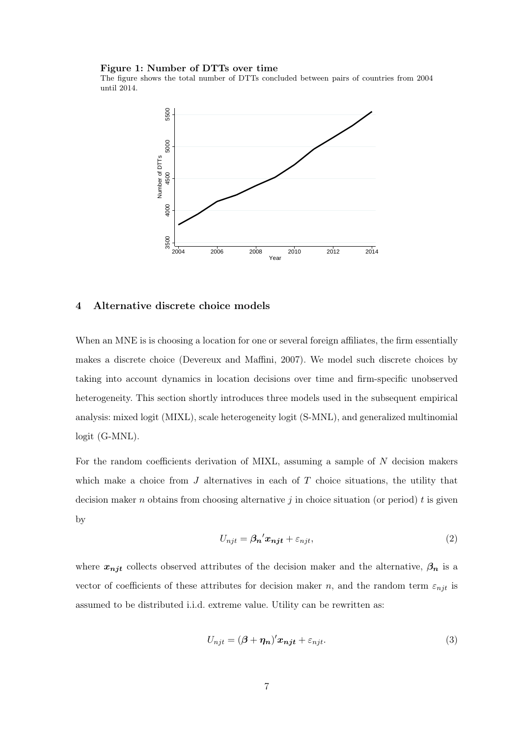**Figure 1: Number of DTTs over time**

The figure shows the total number of DTTs concluded between pairs of countries from 2004 until 2014.

## 4 Alternative discrete choice models

When an MNE is is choosing a location for one or several foreign affiliates, the firm essentially makes a discrete choice (Devereux and Maffini, 2007). We model such discrete choices by taking into account dynamics in location decisions over time and firm-specific unobserved heterogeneity. This section shortly introduces three models used in the subsequent empirical analysis: mixed logit (MIXL), scale heterogeneity logit (S-MNL), and generalized multinomial logit (G-MNL).

For the random coefficients derivation of MIXL, assuming a sample of $N$ decision makers which make a choice from $J$ alternatives in each of $T$ choice situations, the utility that decision maker $n$ obtains from choosing alternative $j$ in choice situation (or period) $t$ is given by

$$U_{njt} = \boldsymbol{\beta_n}'\boldsymbol{x_{njt}} + \varepsilon_{njt}, \tag{2}$$

where $\boldsymbol{x_{njt}}$ collects observed attributes of the decision maker and the alternative, $\boldsymbol{\beta_n}$ is a vector of coefficients of these attributes for decision maker $n$, and the random term $\varepsilon_{njt}$ is assumed to be distributed i.i.d. extreme value. Utility can be rewritten as:

$$U_{njt} = (\boldsymbol{\beta} + \boldsymbol{\eta_n})'\boldsymbol{x_{njt}} + \varepsilon_{njt}. \tag{3}$$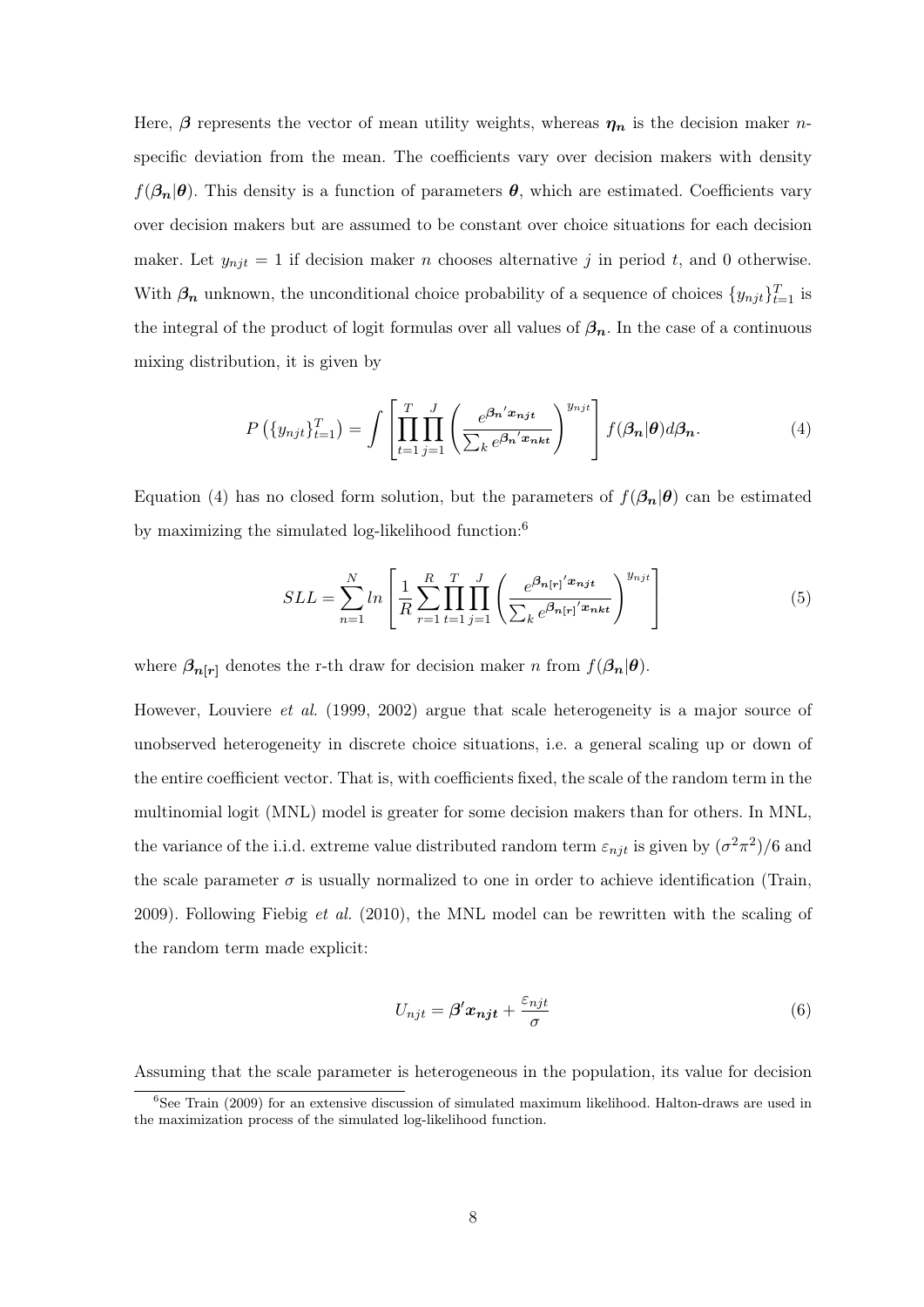Here, $\boldsymbol{\beta}$ represents the vector of mean utility weights, whereas $\boldsymbol{\eta_n}$ is the decision maker $n$-specific deviation from the mean. The coefficients vary over decision makers with density $f(\boldsymbol{\beta_n}|\boldsymbol{\theta})$. This density is a function of parameters $\boldsymbol{\theta}$, which are estimated. Coefficients vary over decision makers but are assumed to be constant over choice situations for each decision maker. Let $y_{njt} = 1$ if decision maker $n$ chooses alternative $j$ in period $t$, and 0 otherwise. With $\boldsymbol{\beta_n}$ unknown, the unconditional choice probability of a sequence of choices $\{y_{njt}\}_{t=1}^{T}$ is the integral of the product of logit formulas over all values of $\boldsymbol{\beta_n}$. In the case of a continuous mixing distribution, it is given by

$$P\left(\{y_{njt}\}_{t=1}^{T}\right) = \int \left[\prod_{t=1}^{T}\prod_{j=1}^{J}\left(\frac{e^{\boldsymbol{\beta_n}'\boldsymbol{x_{njt}}}}{\sum_k e^{\boldsymbol{\beta_n}'\boldsymbol{x_{nkt}}}}\right)^{y_{njt}}\right] f(\boldsymbol{\beta_n}|\boldsymbol{\theta})d\boldsymbol{\beta_n}. \tag{4}$$

Equation (4) has no closed form solution, but the parameters of $f(\boldsymbol{\beta_n}|\boldsymbol{\theta})$ can be estimated by maximizing the simulated log-likelihood function:[6]

$$SLL = \sum_{n=1}^{N} ln\left[\frac{1}{R}\sum_{r=1}^{R}\prod_{t=1}^{T}\prod_{j=1}^{J}\left(\frac{e^{\boldsymbol{\beta_{n[r]}}'\boldsymbol{x_{njt}}}}{\sum_k e^{\boldsymbol{\beta_{n[r]}}'\boldsymbol{x_{nkt}}}}\right)^{y_{njt}}\right] \tag{5}$$

where $\boldsymbol{\beta_{n[r]}}$ denotes the r-th draw for decision maker $n$ from $f(\boldsymbol{\beta_n}|\boldsymbol{\theta})$.

However, Louviere *et al.* (1999, 2002) argue that scale heterogeneity is a major source of unobserved heterogeneity in discrete choice situations, i.e. a general scaling up or down of the entire coefficient vector. That is, with coefficients fixed, the scale of the random term in the multinomial logit (MNL) model is greater for some decision makers than for others. In MNL, the variance of the i.i.d. extreme value distributed random term $\varepsilon_{njt}$ is given by $(\sigma^2\pi^2)/6$ and the scale parameter $\sigma$ is usually normalized to one in order to achieve identification (Train, 2009). Following Fiebig *et al.* (2010), the MNL model can be rewritten with the scaling of the random term made explicit:

$$U_{njt} = \boldsymbol{\beta}'\boldsymbol{x_{njt}} + \frac{\varepsilon_{njt}}{\sigma} \tag{6}$$

Assuming that the scale parameter is heterogeneous in the population, its value for decision

[6] See Train (2009) for an extensive discussion of simulated maximum likelihood. Halton-draws are used in the maximization process of the simulated log-likelihood function.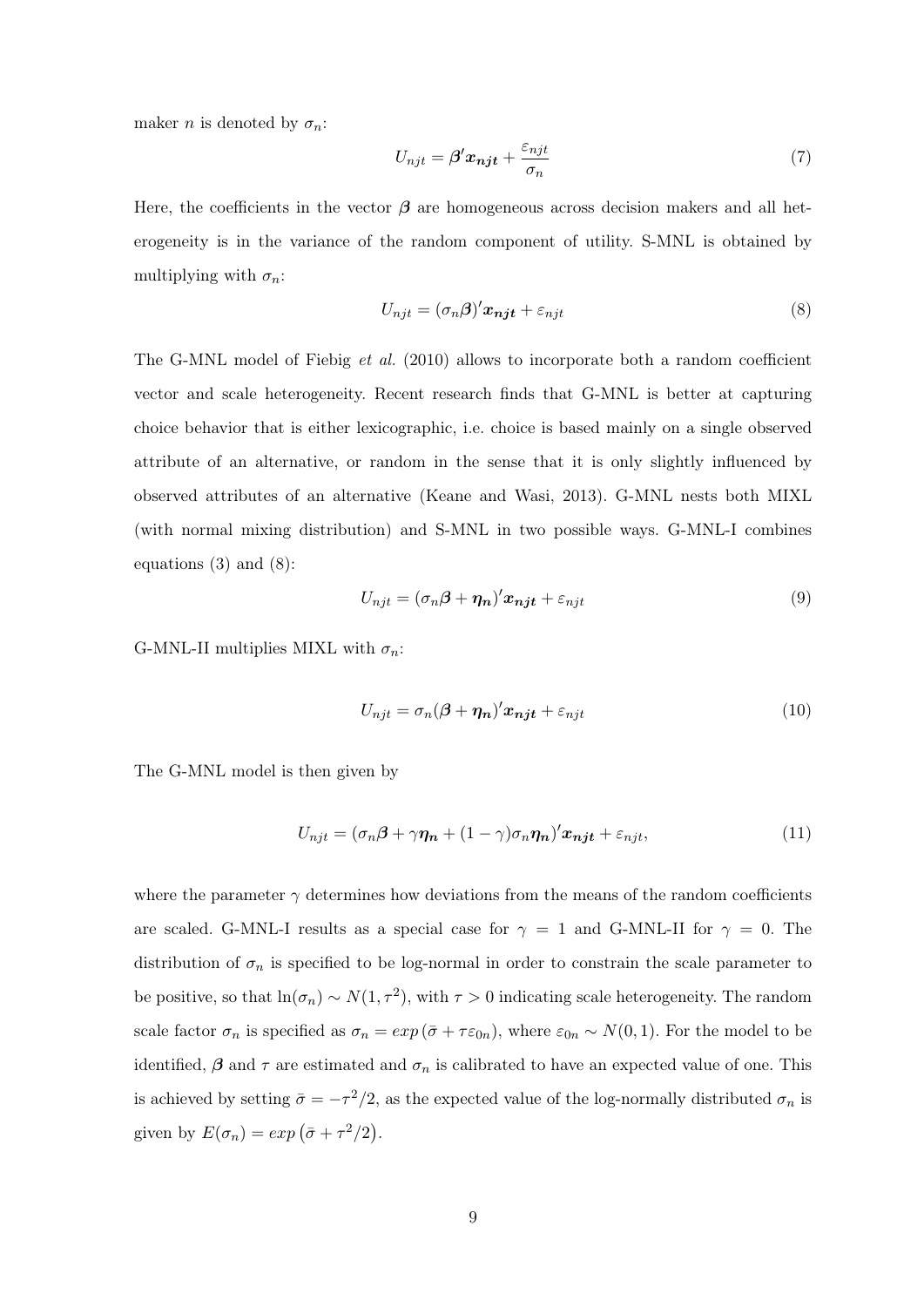maker $n$ is denoted by $\sigma_n$:

$$U_{njt} = \boldsymbol{\beta}'\boldsymbol{x_{njt}} + \frac{\varepsilon_{njt}}{\sigma_n} \tag{7}$$

Here, the coefficients in the vector $\boldsymbol{\beta}$ are homogeneous across decision makers and all heterogeneity is in the variance of the random component of utility. S-MNL is obtained by multiplying with $\sigma_n$:

$$U_{njt} = (\sigma_n\boldsymbol{\beta})'\boldsymbol{x_{njt}} + \varepsilon_{njt} \tag{8}$$

The G-MNL model of Fiebig *et al.* (2010) allows to incorporate both a random coefficient vector and scale heterogeneity. Recent research finds that G-MNL is better at capturing choice behavior that is either lexicographic, i.e. choice is based mainly on a single observed attribute of an alternative, or random in the sense that it is only slightly influenced by observed attributes of an alternative (Keane and Wasi, 2013). G-MNL nests both MIXL (with normal mixing distribution) and S-MNL in two possible ways. G-MNL-I combines equations (3) and (8):

$$U_{njt} = (\sigma_n\boldsymbol{\beta} + \boldsymbol{\eta_n})'\boldsymbol{x_{njt}} + \varepsilon_{njt} \tag{9}$$

G-MNL-II multiplies MIXL with $\sigma_n$:

$$U_{njt} = \sigma_n(\boldsymbol{\beta} + \boldsymbol{\eta_n})'\boldsymbol{x_{njt}} + \varepsilon_{njt} \tag{10}$$

The G-MNL model is then given by

$$U_{njt} = (\sigma_n\boldsymbol{\beta} + \gamma\boldsymbol{\eta_n} + (1-\gamma)\sigma_n\boldsymbol{\eta_n})'\boldsymbol{x_{njt}} + \varepsilon_{njt}, \tag{11}$$

where the parameter $\gamma$ determines how deviations from the means of the random coefficients are scaled. G-MNL-I results as a special case for $\gamma = 1$ and G-MNL-II for $\gamma = 0$. The distribution of $\sigma_n$ is specified to be log-normal in order to constrain the scale parameter to be positive, so that $\ln(\sigma_n) \sim N(1, \tau^2)$, with $\tau > 0$ indicating scale heterogeneity. The random scale factor $\sigma_n$ is specified as $\sigma_n = exp\left(\bar{\sigma} + \tau\varepsilon_{0n}\right)$, where $\varepsilon_{0n} \sim N(0, 1)$. For the model to be identified, $\boldsymbol{\beta}$ and $\tau$ are estimated and $\sigma_n$ is calibrated to have an expected value of one. This is achieved by setting $\bar{\sigma} = -\tau^2/2$, as the expected value of the log-normally distributed $\sigma_n$ is given by $E(\sigma_n) = exp\left(\bar{\sigma} + \tau^2/2\right)$.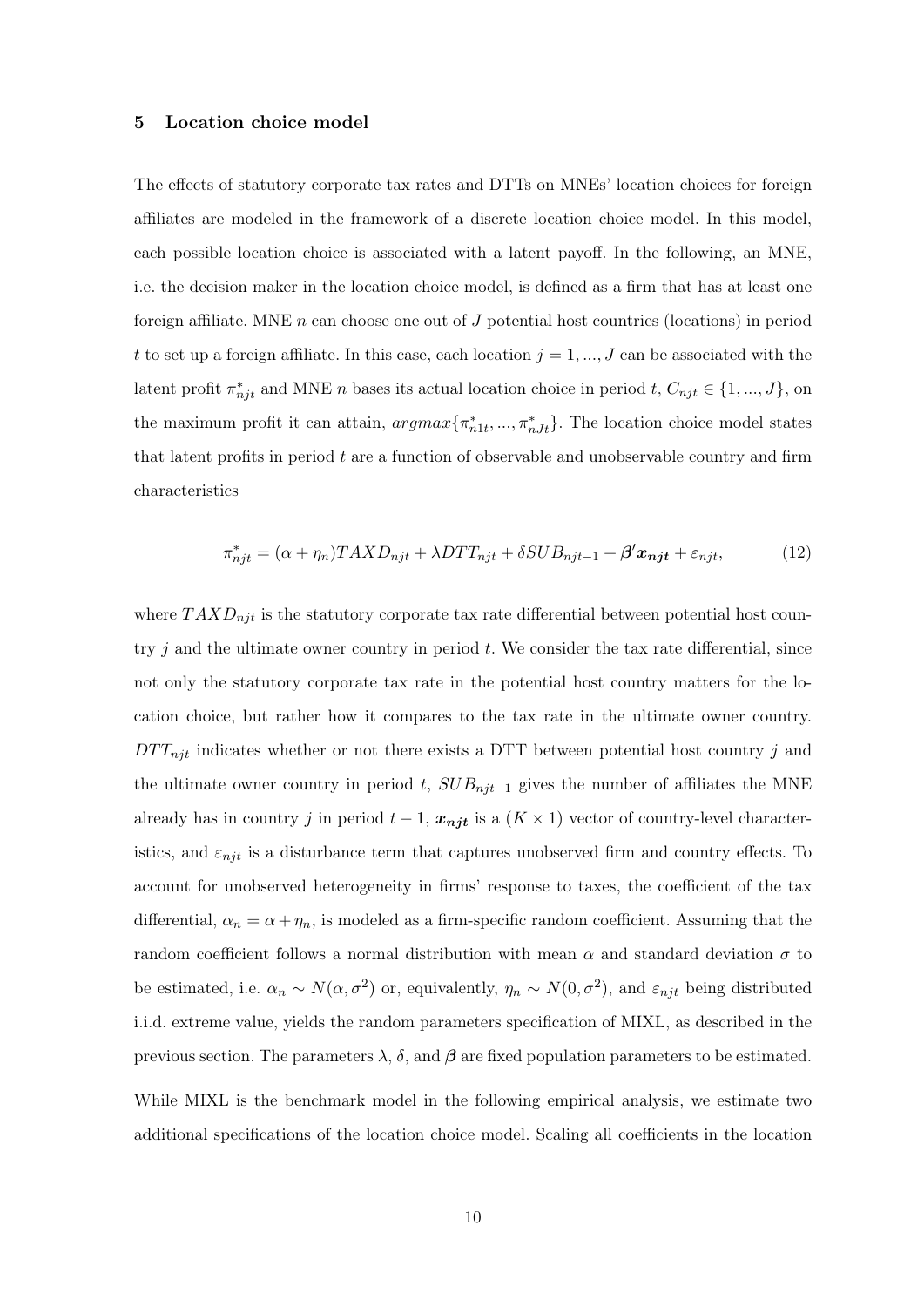## 5 Location choice model

The effects of statutory corporate tax rates and DTTs on MNEs' location choices for foreign affiliates are modeled in the framework of a discrete location choice model. In this model, each possible location choice is associated with a latent payoff. In the following, an MNE, i.e. the decision maker in the location choice model, is defined as a firm that has at least one foreign affiliate. MNE $n$ can choose one out of $J$ potential host countries (locations) in period $t$ to set up a foreign affiliate. In this case, each location $j = 1, ..., J$ can be associated with the latent profit $\pi^*_{njt}$ and MNE $n$ bases its actual location choice in period $t$, $C_{njt} \in \{1, ..., J\}$, on the maximum profit it can attain, $argmax\{\pi^*_{n1t}, ..., \pi^*_{nJt}\}$. The location choice model states that latent profits in period $t$ are a function of observable and unobservable country and firm characteristics

$$\pi^*_{njt} = (\alpha + \eta_n)TAXD_{njt} + \lambda DTT_{njt} + \delta SUB_{njt-1} + \boldsymbol{\beta' x_{njt}} + \varepsilon_{njt}, \tag{12}$$

where $TAXD_{njt}$ is the statutory corporate tax rate differential between potential host country $j$ and the ultimate owner country in period $t$. We consider the tax rate differential, since not only the statutory corporate tax rate in the potential host country matters for the location choice, but rather how it compares to the tax rate in the ultimate owner country. $DTT_{njt}$ indicates whether or not there exists a DTT between potential host country $j$ and the ultimate owner country in period $t$, $SUB_{njt-1}$ gives the number of affiliates the MNE already has in country $j$ in period $t-1$, $\boldsymbol{x_{njt}}$ is a $(K \times 1)$ vector of country-level characteristics, and $\varepsilon_{njt}$ is a disturbance term that captures unobserved firm and country effects. To account for unobserved heterogeneity in firms' response to taxes, the coefficient of the tax differential, $\alpha_n = \alpha + \eta_n$, is modeled as a firm-specific random coefficient. Assuming that the random coefficient follows a normal distribution with mean $\alpha$ and standard deviation $\sigma$ to be estimated, i.e. $\alpha_n \sim N(\alpha, \sigma^2)$ or, equivalently, $\eta_n \sim N(0, \sigma^2)$, and $\varepsilon_{njt}$ being distributed i.i.d. extreme value, yields the random parameters specification of MIXL, as described in the previous section. The parameters $\lambda$, $\delta$, and $\boldsymbol{\beta}$ are fixed population parameters to be estimated.

While MIXL is the benchmark model in the following empirical analysis, we estimate two additional specifications of the location choice model. Scaling all coefficients in the location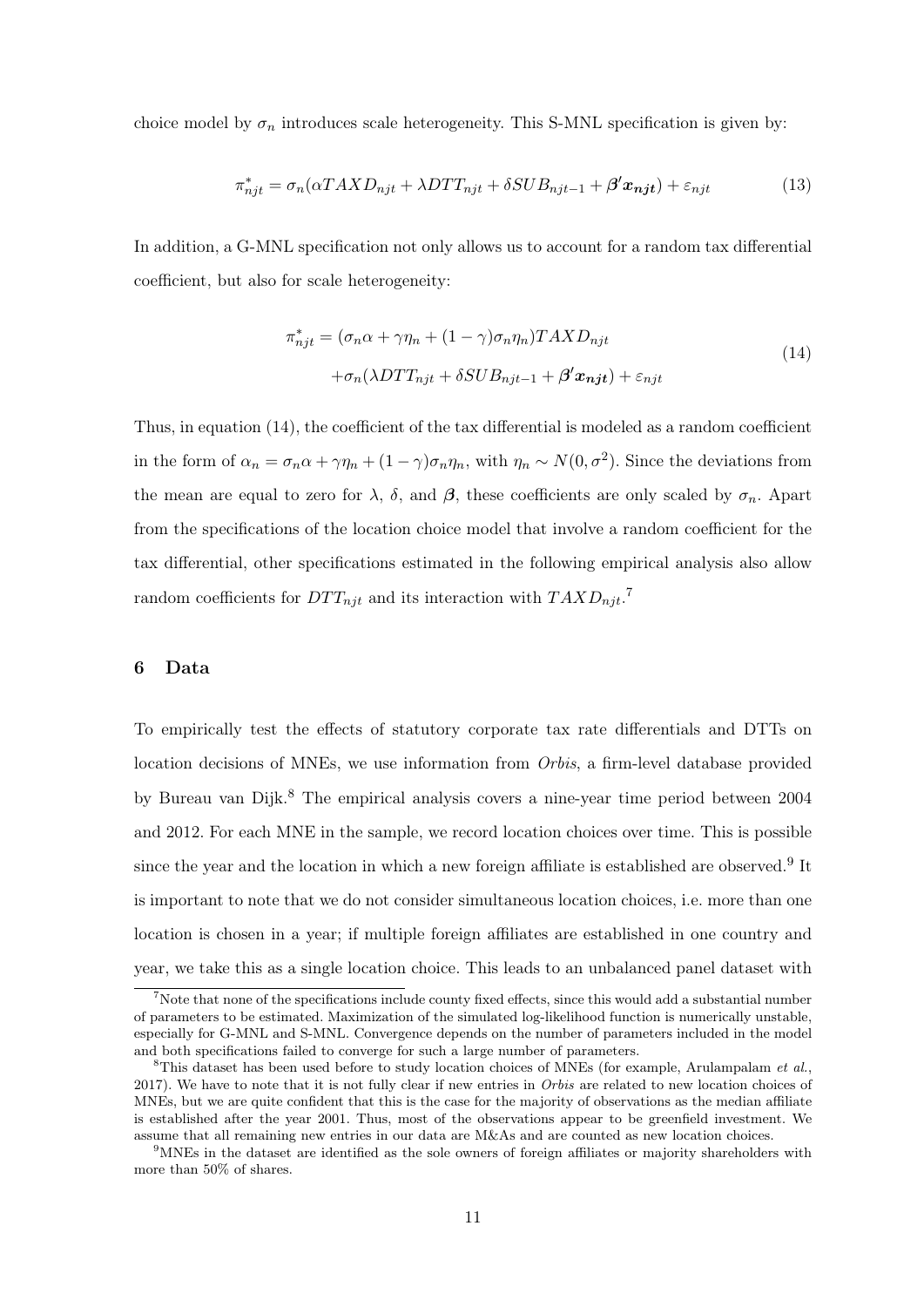choice model by $\sigma_n$ introduces scale heterogeneity. This S-MNL specification is given by:

$$\pi^*_{njt} = \sigma_n(\alpha TAXD_{njt} + \lambda DTT_{njt} + \delta SUB_{njt-1} + \boldsymbol{\beta}'\boldsymbol{x_{njt}}) + \varepsilon_{njt} \tag{13}$$

In addition, a G-MNL specification not only allows us to account for a random tax differential coefficient, but also for scale heterogeneity:

$$\begin{aligned}\pi^*_{njt} &= (\sigma_n\alpha + \gamma\eta_n + (1-\gamma)\sigma_n\eta_n)TAXD_{njt} \\ &\quad + \sigma_n(\lambda DTT_{njt} + \delta SUB_{njt-1} + \boldsymbol{\beta}'\boldsymbol{x_{njt}}) + \varepsilon_{njt}\end{aligned} \tag{14}$$

Thus, in equation (14), the coefficient of the tax differential is modeled as a random coefficient in the form of $\alpha_n = \sigma_n\alpha + \gamma\eta_n + (1-\gamma)\sigma_n\eta_n$, with $\eta_n \sim N(0, \sigma^2)$. Since the deviations from the mean are equal to zero for $\lambda$, $\delta$, and $\boldsymbol{\beta}$, these coefficients are only scaled by $\sigma_n$. Apart from the specifications of the location choice model that involve a random coefficient for the tax differential, other specifications estimated in the following empirical analysis also allow random coefficients for $DTT_{njt}$ and its interaction with $TAXD_{njt}$.[7]

## 6 Data

To empirically test the effects of statutory corporate tax rate differentials and DTTs on location decisions of MNEs, we use information from *Orbis*, a firm-level database provided by Bureau van Dijk.[8] The empirical analysis covers a nine-year time period between 2004 and 2012. For each MNE in the sample, we record location choices over time. This is possible since the year and the location in which a new foreign affiliate is established are observed.[9] It is important to note that we do not consider simultaneous location choices, i.e. more than one location is chosen in a year; if multiple foreign affiliates are established in one country and year, we take this as a single location choice. This leads to an unbalanced panel dataset with

[7] Note that none of the specifications include county fixed effects, since this would add a substantial number of parameters to be estimated. Maximization of the simulated log-likelihood function is numerically unstable, especially for G-MNL and S-MNL. Convergence depends on the number of parameters included in the model and both specifications failed to converge for such a large number of parameters.

[8] This dataset has been used before to study location choices of MNEs (for example, Arulampalam *et al.*, 2017). We have to note that it is not fully clear if new entries in *Orbis* are related to new location choices of MNEs, but we are quite confident that this is the case for the majority of observations as the median affiliate is established after the year 2001. Thus, most of the observations appear to be greenfield investment. We assume that all remaining new entries in our data are M&As and are counted as new location choices.

[9] MNEs in the dataset are identified as the sole owners of foreign affiliates or majority shareholders with more than 50% of shares.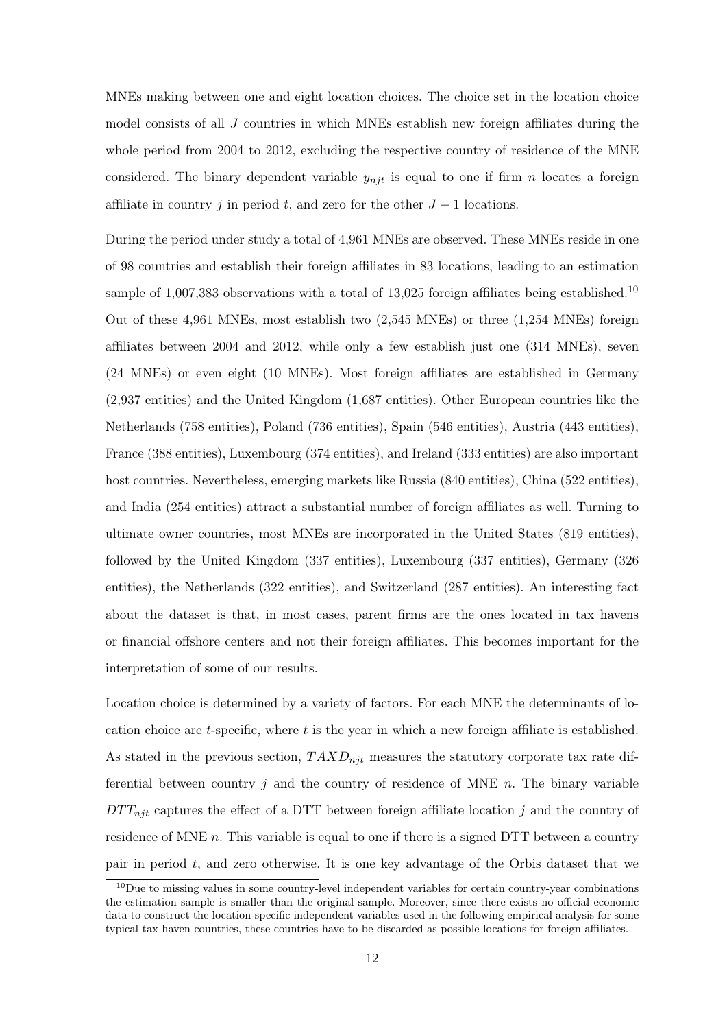MNEs making between one and eight location choices. The choice set in the location choice model consists of all $J$ countries in which MNEs establish new foreign affiliates during the whole period from 2004 to 2012, excluding the respective country of residence of the MNE considered. The binary dependent variable $y_{njt}$ is equal to one if firm $n$ locates a foreign affiliate in country $j$ in period $t$, and zero for the other $J-1$ locations.

During the period under study a total of 4,961 MNEs are observed. These MNEs reside in one of 98 countries and establish their foreign affiliates in 83 locations, leading to an estimation sample of 1,007,383 observations with a total of 13,025 foreign affiliates being established.[10] Out of these 4,961 MNEs, most establish two (2,545 MNEs) or three (1,254 MNEs) foreign affiliates between 2004 and 2012, while only a few establish just one (314 MNEs), seven (24 MNEs) or even eight (10 MNEs). Most foreign affiliates are established in Germany (2,937 entities) and the United Kingdom (1,687 entities). Other European countries like the Netherlands (758 entities), Poland (736 entities), Spain (546 entities), Austria (443 entities), France (388 entities), Luxembourg (374 entities), and Ireland (333 entities) are also important host countries. Nevertheless, emerging markets like Russia (840 entities), China (522 entities), and India (254 entities) attract a substantial number of foreign affiliates as well. Turning to ultimate owner countries, most MNEs are incorporated in the United States (819 entities), followed by the United Kingdom (337 entities), Luxembourg (337 entities), Germany (326 entities), the Netherlands (322 entities), and Switzerland (287 entities). An interesting fact about the dataset is that, in most cases, parent firms are the ones located in tax havens or financial offshore centers and not their foreign affiliates. This becomes important for the interpretation of some of our results.

Location choice is determined by a variety of factors. For each MNE the determinants of location choice are $t$-specific, where $t$ is the year in which a new foreign affiliate is established. As stated in the previous section, $TAXD_{njt}$ measures the statutory corporate tax rate differential between country $j$ and the country of residence of MNE $n$. The binary variable $DTT_{njt}$ captures the effect of a DTT between foreign affiliate location $j$ and the country of residence of MNE $n$. This variable is equal to one if there is a signed DTT between a country pair in period $t$, and zero otherwise. It is one key advantage of the Orbis dataset that we

[10] Due to missing values in some country-level independent variables for certain country-year combinations the estimation sample is smaller than the original sample. Moreover, since there exists no official economic data to construct the location-specific independent variables used in the following empirical analysis for some typical tax haven countries, these countries have to be discarded as possible locations for foreign affiliates.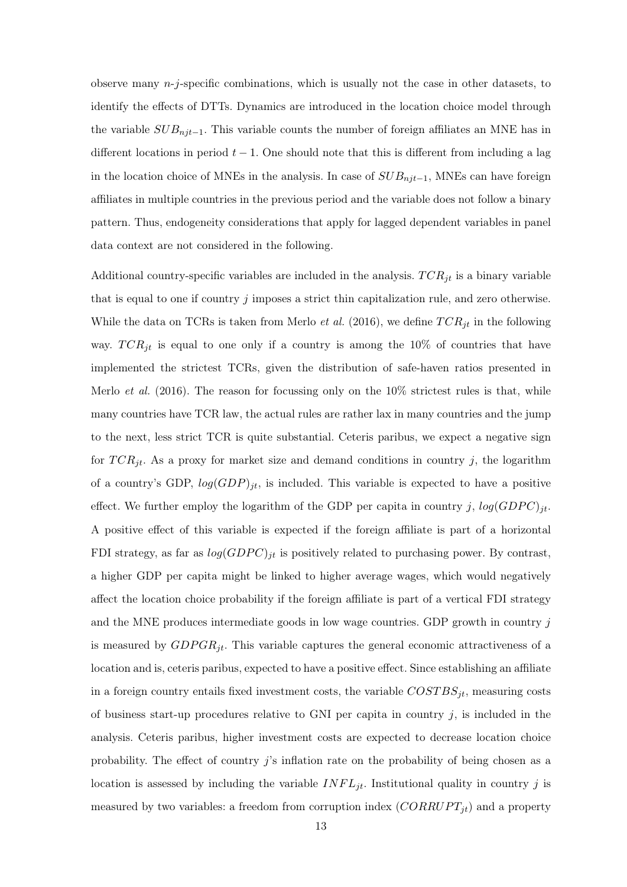observe many $n$-$j$-specific combinations, which is usually not the case in other datasets, to identify the effects of DTTs. Dynamics are introduced in the location choice model through the variable $SUB_{njt-1}$. This variable counts the number of foreign affiliates an MNE has in different locations in period $t-1$. One should note that this is different from including a lag in the location choice of MNEs in the analysis. In case of $SUB_{njt-1}$, MNEs can have foreign affiliates in multiple countries in the previous period and the variable does not follow a binary pattern. Thus, endogeneity considerations that apply for lagged dependent variables in panel data context are not considered in the following.

Additional country-specific variables are included in the analysis. $TCR_{jt}$ is a binary variable that is equal to one if country $j$ imposes a strict thin capitalization rule, and zero otherwise. While the data on TCRs is taken from Merlo *et al.* (2016), we define $TCR_{jt}$ in the following way. $TCR_{jt}$ is equal to one only if a country is among the 10% of countries that have implemented the strictest TCRs, given the distribution of safe-haven ratios presented in Merlo *et al.* (2016). The reason for focussing only on the 10% strictest rules is that, while many countries have TCR law, the actual rules are rather lax in many countries and the jump to the next, less strict TCR is quite substantial. Ceteris paribus, we expect a negative sign for $TCR_{jt}$. As a proxy for market size and demand conditions in country $j$, the logarithm of a country's GDP, $log(GDP)_{jt}$, is included. This variable is expected to have a positive effect. We further employ the logarithm of the GDP per capita in country $j$, $log(GDPC)_{jt}$. A positive effect of this variable is expected if the foreign affiliate is part of a horizontal FDI strategy, as far as $log(GDPC)_{jt}$ is positively related to purchasing power. By contrast, a higher GDP per capita might be linked to higher average wages, which would negatively affect the location choice probability if the foreign affiliate is part of a vertical FDI strategy and the MNE produces intermediate goods in low wage countries. GDP growth in country $j$ is measured by $GDPGR_{jt}$. This variable captures the general economic attractiveness of a location and is, ceteris paribus, expected to have a positive effect. Since establishing an affiliate in a foreign country entails fixed investment costs, the variable $COSTBS_{jt}$, measuring costs of business start-up procedures relative to GNI per capita in country $j$, is included in the analysis. Ceteris paribus, higher investment costs are expected to decrease location choice probability. The effect of country $j$'s inflation rate on the probability of being chosen as a location is assessed by including the variable $INFL_{jt}$. Institutional quality in country $j$ is measured by two variables: a freedom from corruption index ($CORRUPT_{jt}$) and a property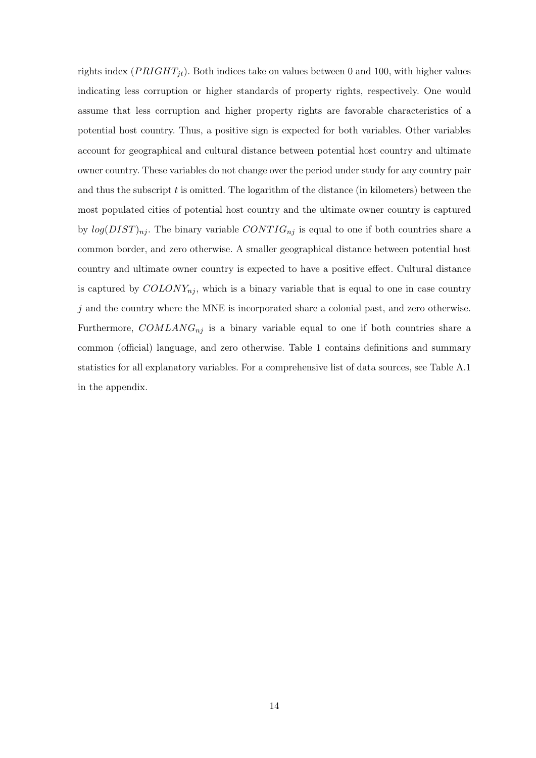rights index ($PRIGHT_{jt}$). Both indices take on values between 0 and 100, with higher values indicating less corruption or higher standards of property rights, respectively. One would assume that less corruption and higher property rights are favorable characteristics of a potential host country. Thus, a positive sign is expected for both variables. Other variables account for geographical and cultural distance between potential host country and ultimate owner country. These variables do not change over the period under study for any country pair and thus the subscript $t$ is omitted. The logarithm of the distance (in kilometers) between the most populated cities of potential host country and the ultimate owner country is captured by $log(DIST)_{nj}$. The binary variable $CONTIG_{nj}$ is equal to one if both countries share a common border, and zero otherwise. A smaller geographical distance between potential host country and ultimate owner country is expected to have a positive effect. Cultural distance is captured by $COLONY_{nj}$, which is a binary variable that is equal to one in case country $j$ and the country where the MNE is incorporated share a colonial past, and zero otherwise. Furthermore, $COMLANG_{nj}$ is a binary variable equal to one if both countries share a common (official) language, and zero otherwise. Table 1 contains definitions and summary statistics for all explanatory variables. For a comprehensive list of data sources, see Table A.1 in the appendix.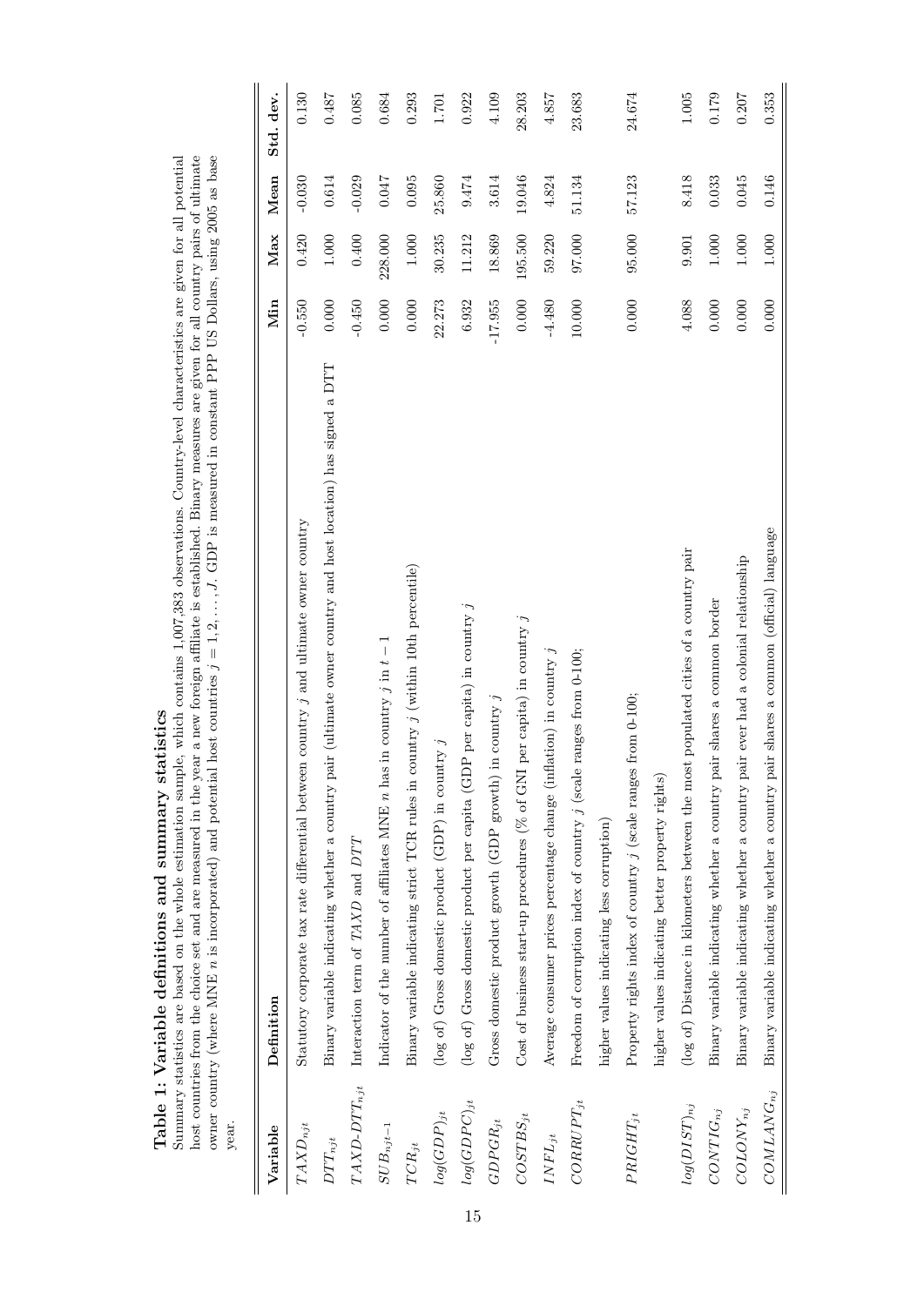**Table 1: Variable definitions and summary statistics**

Summary statistics are based on the whole estimation sample, which contains 1,007,383 observations. Country-level characteristics are given for all potential host countries from the choice set and are measured in the year a new foreign affiliate is established. Binary measures are given for all country pairs of ultimate owner country (where MNE $n$ is incorporated) and potential host countries $j = 1, 2, \ldots, J$. GDP is measured in constant PPP US Dollars, using 2005 as base year.

| Variable | Definition | Min | Max | Mean | Std. dev. |
|---|---|---|---|---|---|
| $TAXD_{njt}$ | Statutory corporate tax rate differential between country $j$ and ultimate owner country | -0.550 | 0.420 | -0.030 | 0.130 |
| $DTT_{njt}$ | Binary variable indicating whether a country pair (ultimate owner country and host location) has signed a DTT | 0.000 | 1.000 | 0.614 | 0.487 |
| $TAXD\text{-}DTT_{njt}$ | Interaction term of $TAXD$ and $DTT$ | -0.450 | 0.400 | -0.029 | 0.085 |
| $SUB_{njt-1}$ | Indicator of the number of affiliates MNE $n$ has in country $j$ in $t-1$ | 0.000 | 228.000 | 0.047 | 0.684 |
| $TCR_{jt}$ | Binary variable indicating strict TCR rules in country $j$ (within 10th percentile) | 0.000 | 1.000 | 0.095 | 0.293 |
| $log(GDP)_{jt}$ | (log of) Gross domestic product (GDP) in country $j$ | 22.273 | 30.235 | 25.860 | 1.701 |
| $log(GDPC)_{jt}$ | (log of) Gross domestic product per capita (GDP per capita) in country $j$ | 6.932 | 11.212 | 9.474 | 0.922 |
| $GDPGR_{jt}$ | Gross domestic product growth (GDP growth) in country $j$ | -17.955 | 18.869 | 3.614 | 4.109 |
| $COSTBS_{jt}$ | Cost of business start-up procedures (% of GNI per capita) in country $j$ | 0.000 | 195.500 | 19.046 | 28.203 |
| $INFL_{jt}$ | Average consumer prices percentage change (inflation) in country $j$ | -4.480 | 59.220 | 4.824 | 4.857 |
| $CORRUPT_{jt}$ | Freedom of corruption index of country $j$ (scale ranges from 0-100; higher values indicating less corruption) | 10.000 | 97.000 | 51.134 | 23.683 |
| $PRIGHT_{jt}$ | Property rights index of country $j$ (scale ranges from 0-100; higher values indicating better property rights) | 0.000 | 95.000 | 57.123 | 24.674 |
| $log(DIST)_{nj}$ | (log of) Distance in kilometers between the most populated cities of a country pair | 4.088 | 9.901 | 8.418 | 1.005 |
| $CONTIG_{nj}$ | Binary variable indicating whether a country pair shares a common border | 0.000 | 1.000 | 0.033 | 0.179 |
| $COLONY_{nj}$ | Binary variable indicating whether a country pair ever had a colonial relationship | 0.000 | 1.000 | 0.045 | 0.207 |
| $COMLANG_{nj}$ | Binary variable indicating whether a country pair shares a common (official) language | 0.000 | 1.000 | 0.146 | 0.353 |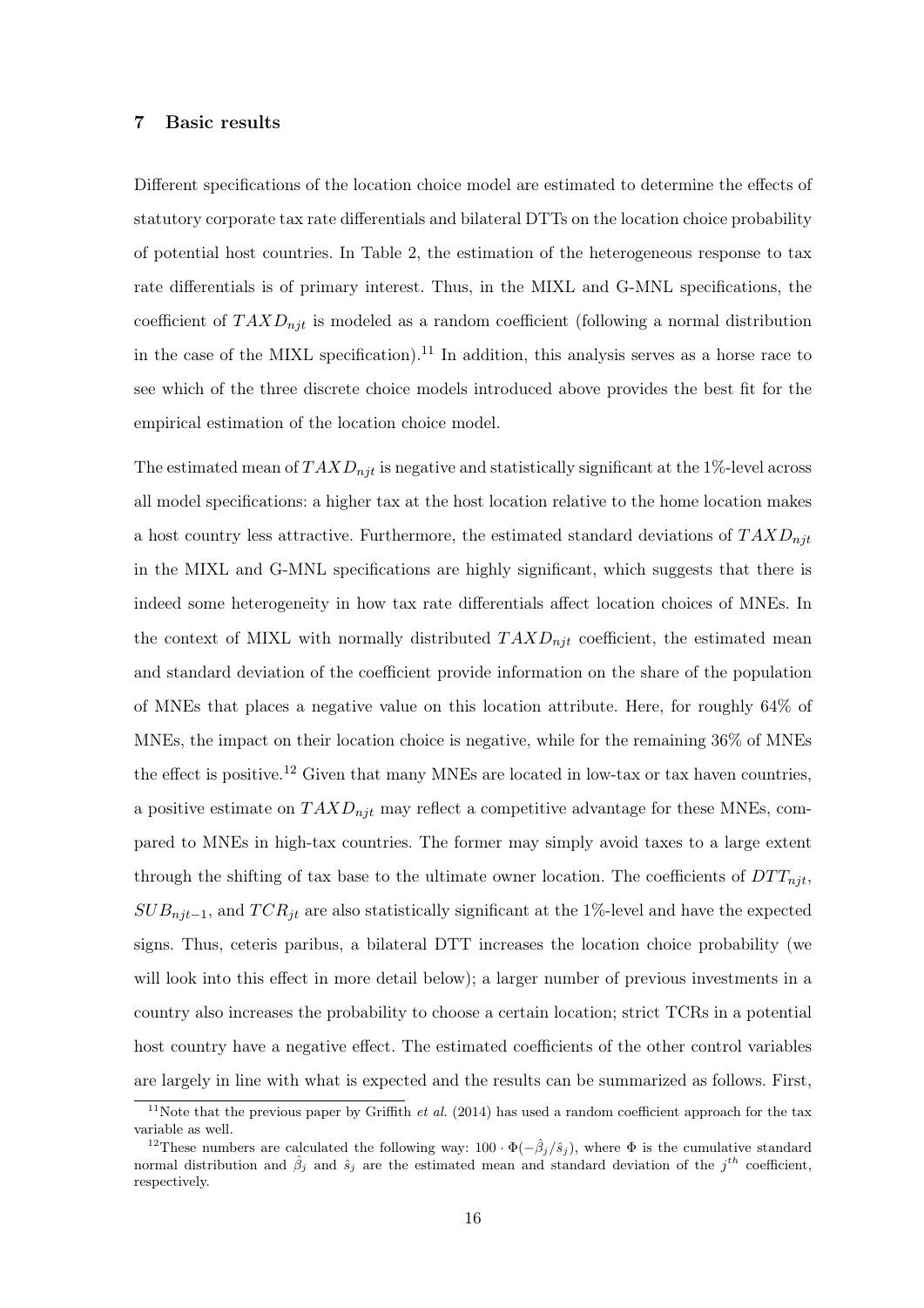## 7 Basic results

Different specifications of the location choice model are estimated to determine the effects of statutory corporate tax rate differentials and bilateral DTTs on the location choice probability of potential host countries. In Table 2, the estimation of the heterogeneous response to tax rate differentials is of primary interest. Thus, in the MIXL and G-MNL specifications, the coefficient of $TAXD_{njt}$ is modeled as a random coefficient (following a normal distribution in the case of the MIXL specification).[11] In addition, this analysis serves as a horse race to see which of the three discrete choice models introduced above provides the best fit for the empirical estimation of the location choice model.

The estimated mean of $TAXD_{njt}$ is negative and statistically significant at the 1%-level across all model specifications: a higher tax at the host location relative to the home location makes a host country less attractive. Furthermore, the estimated standard deviations of $TAXD_{njt}$ in the MIXL and G-MNL specifications are highly significant, which suggests that there is indeed some heterogeneity in how tax rate differentials affect location choices of MNEs. In the context of MIXL with normally distributed $TAXD_{njt}$ coefficient, the estimated mean and standard deviation of the coefficient provide information on the share of the population of MNEs that places a negative value on this location attribute. Here, for roughly 64% of MNEs, the impact on their location choice is negative, while for the remaining 36% of MNEs the effect is positive.[12] Given that many MNEs are located in low-tax or tax haven countries, a positive estimate on $TAXD_{njt}$ may reflect a competitive advantage for these MNEs, compared to MNEs in high-tax countries. The former may simply avoid taxes to a large extent through the shifting of tax base to the ultimate owner location. The coefficients of $DTT_{njt}$, $SUB_{njt-1}$, and $TCR_{jt}$ are also statistically significant at the 1%-level and have the expected signs. Thus, ceteris paribus, a bilateral DTT increases the location choice probability (we will look into this effect in more detail below); a larger number of previous investments in a country also increases the probability to choose a certain location; strict TCRs in a potential host country have a negative effect. The estimated coefficients of the other control variables are largely in line with what is expected and the results can be summarized as follows. First,

[11] Note that the previous paper by Griffith *et al.* (2014) has used a random coefficient approach for the tax variable as well.

[12] These numbers are calculated the following way: $100 \cdot \Phi(-\hat{\beta}_j/\hat{s}_j)$, where $\Phi$ is the cumulative standard normal distribution and $\hat{\beta}_j$ and $\hat{s}_j$ are the estimated mean and standard deviation of the $j^{th}$ coefficient, respectively.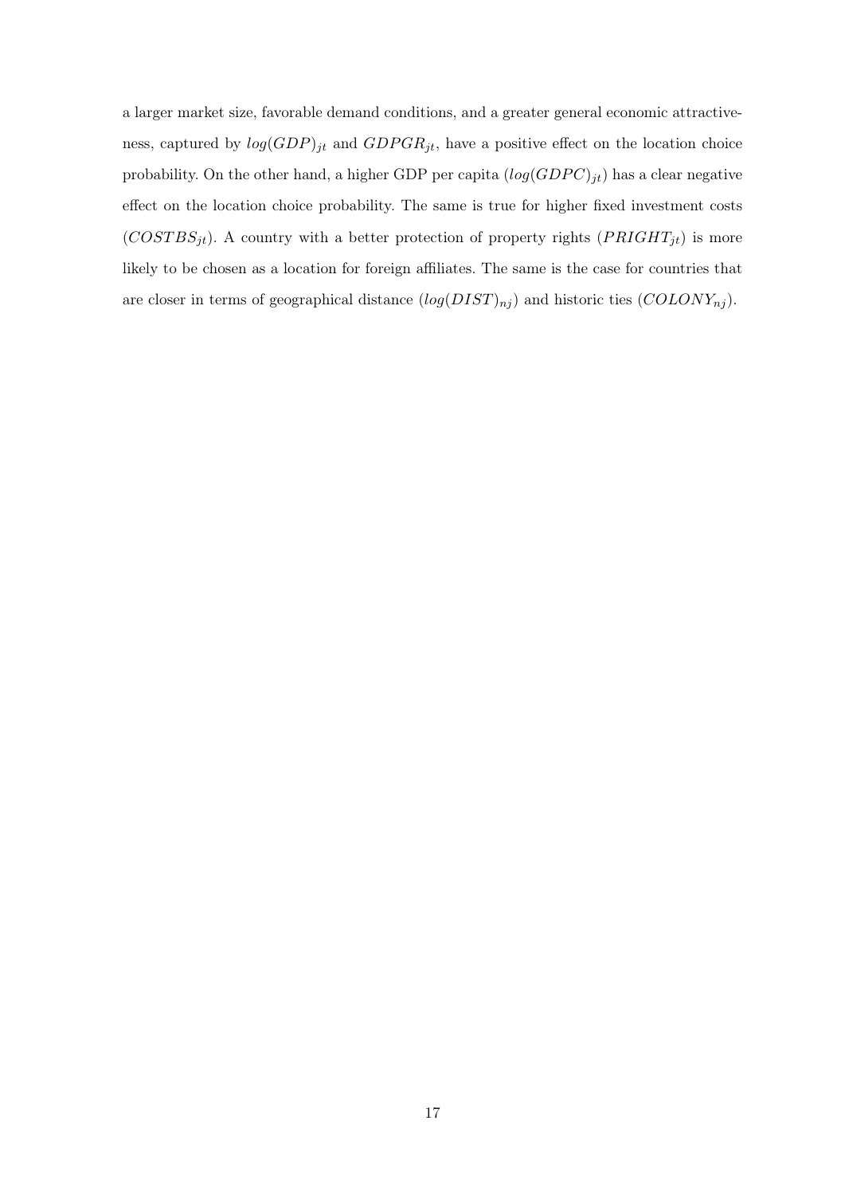a larger market size, favorable demand conditions, and a greater general economic attractiveness, captured by $log(GDP)_{jt}$ and $GDPGR_{jt}$, have a positive effect on the location choice probability. On the other hand, a higher GDP per capita ($log(GDPC)_{jt}$) has a clear negative effect on the location choice probability. The same is true for higher fixed investment costs ($COSTBS_{jt}$). A country with a better protection of property rights ($PRIGHT_{jt}$) is more likely to be chosen as a location for foreign affiliates. The same is the case for countries that are closer in terms of geographical distance ($log(DIST)_{nj}$) and historic ties ($COLONY_{nj}$).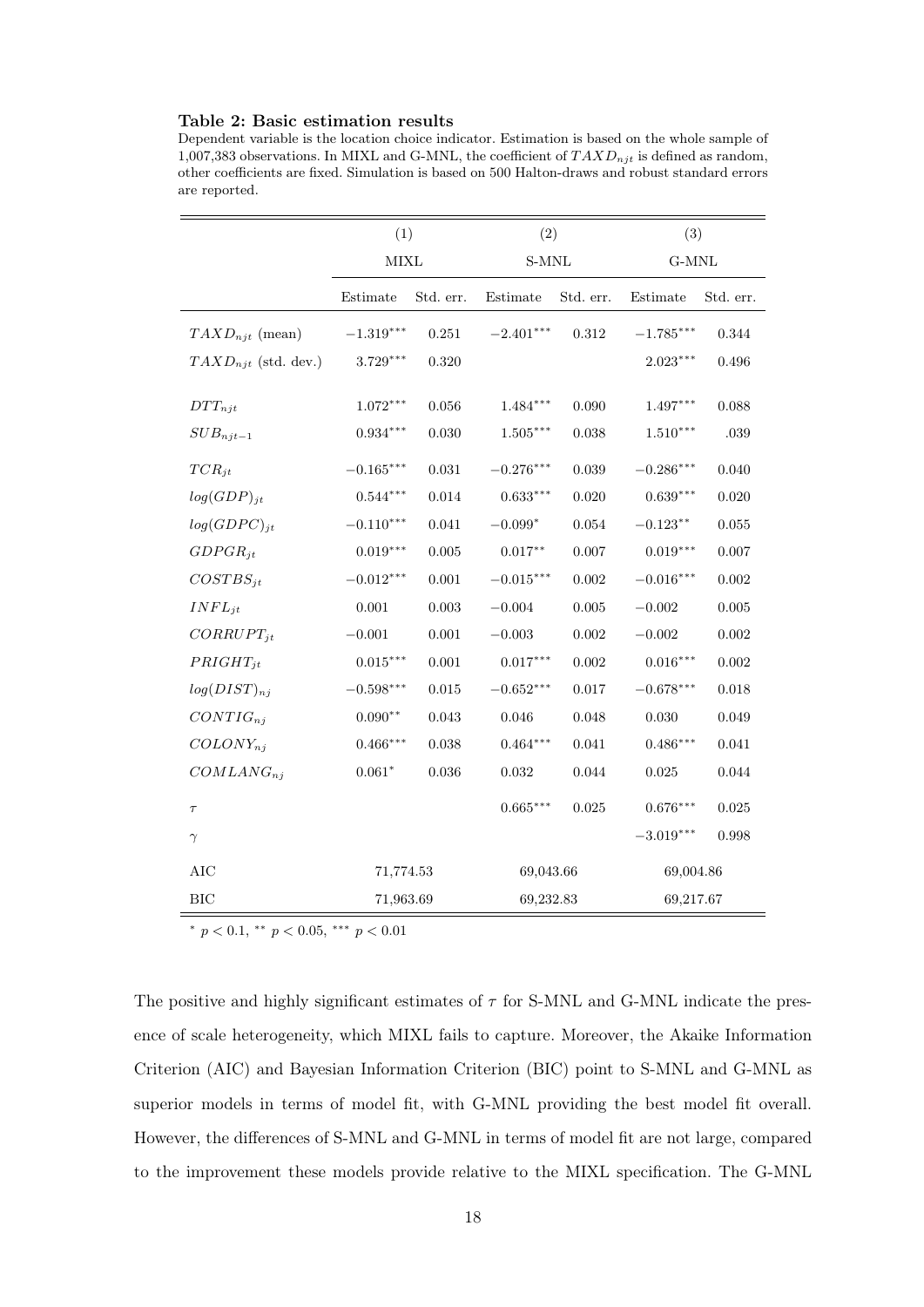**Table 2: Basic estimation results**

Dependent variable is the location choice indicator. Estimation is based on the whole sample of 1,007,383 observations. In MIXL and G-MNL, the coefficient of $TAXD_{njt}$ is defined as random, other coefficients are fixed. Simulation is based on 500 Halton-draws and robust standard errors are reported.

| | (1) | | (2) | | (3) | |
|---|---|---|---|---|---|---|
| | MIXL | | S-MNL | | G-MNL | |
| | Estimate | Std. err. | Estimate | Std. err. | Estimate | Std. err. |
| $TAXD_{njt}$ (mean) | $-1.319^{***}$ | 0.251 | $-2.401^{***}$ | 0.312 | $-1.785^{***}$ | 0.344 |
| $TAXD_{njt}$ (std. dev.) | $3.729^{***}$ | 0.320 | | | $2.023^{***}$ | 0.496 |
| $DTT_{njt}$ | $1.072^{***}$ | 0.056 | $1.484^{***}$ | 0.090 | $1.497^{***}$ | 0.088 |
| $SUB_{njt-1}$ | $0.934^{***}$ | 0.030 | $1.505^{***}$ | 0.038 | $1.510^{***}$ | .039 |
| $TCR_{jt}$ | $-0.165^{***}$ | 0.031 | $-0.276^{***}$ | 0.039 | $-0.286^{***}$ | 0.040 |
| $log(GDP)_{jt}$ | $0.544^{***}$ | 0.014 | $0.633^{***}$ | 0.020 | $0.639^{***}$ | 0.020 |
| $log(GDPC)_{jt}$ | $-0.110^{***}$ | 0.041 | $-0.099^{*}$ | 0.054 | $-0.123^{**}$ | 0.055 |
| $GDPGR_{jt}$ | $0.019^{***}$ | 0.005 | $0.017^{**}$ | 0.007 | $0.019^{***}$ | 0.007 |
| $COSTBS_{jt}$ | $-0.012^{***}$ | 0.001 | $-0.015^{***}$ | 0.002 | $-0.016^{***}$ | 0.002 |
| $INFL_{jt}$ | 0.001 | 0.003 | $-0.004$ | 0.005 | $-0.002$ | 0.005 |
| $CORRUPT_{jt}$ | $-0.001$ | 0.001 | $-0.003$ | 0.002 | $-0.002$ | 0.002 |
| $PRIGHT_{jt}$ | $0.015^{***}$ | 0.001 | $0.017^{***}$ | 0.002 | $0.016^{***}$ | 0.002 |
| $log(DIST)_{nj}$ | $-0.598^{***}$ | 0.015 | $-0.652^{***}$ | 0.017 | $-0.678^{***}$ | 0.018 |
| $CONTIG_{nj}$ | $0.090^{**}$ | 0.043 | 0.046 | 0.048 | 0.030 | 0.049 |
| $COLONY_{nj}$ | $0.466^{***}$ | 0.038 | $0.464^{***}$ | 0.041 | $0.486^{***}$ | 0.041 |
| $COMLANG_{nj}$ | $0.061^{*}$ | 0.036 | 0.032 | 0.044 | 0.025 | 0.044 |
| $\tau$ | | | $0.665^{***}$ | 0.025 | $0.676^{***}$ | 0.025 |
| $\gamma$ | | | | | $-3.019^{***}$ | 0.998 |
| AIC | 71,774.53 | | 69,043.66 | | 69,004.86 | |
| BIC | 71,963.69 | | 69,232.83 | | 69,217.67 | |

$^{*}$ $p < 0.1$, $^{**}$ $p < 0.05$, $^{***}$ $p < 0.01$

The positive and highly significant estimates of $\tau$ for S-MNL and G-MNL indicate the presence of scale heterogeneity, which MIXL fails to capture. Moreover, the Akaike Information Criterion (AIC) and Bayesian Information Criterion (BIC) point to S-MNL and G-MNL as superior models in terms of model fit, with G-MNL providing the best model fit overall. However, the differences of S-MNL and G-MNL in terms of model fit are not large, compared to the improvement these models provide relative to the MIXL specification. The G-MNL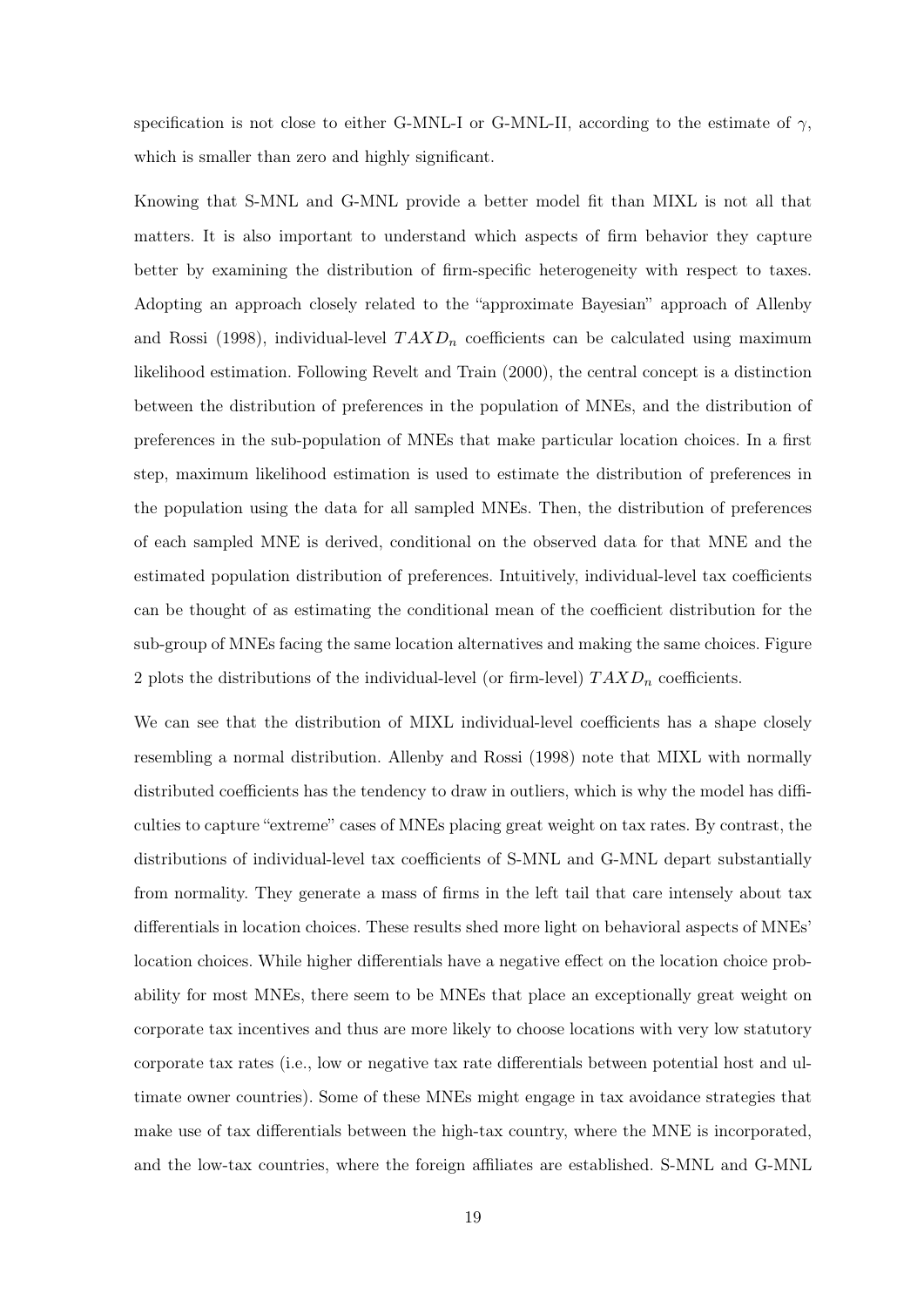specification is not close to either G-MNL-I or G-MNL-II, according to the estimate of $\gamma$, which is smaller than zero and highly significant.

Knowing that S-MNL and G-MNL provide a better model fit than MIXL is not all that matters. It is also important to understand which aspects of firm behavior they capture better by examining the distribution of firm-specific heterogeneity with respect to taxes. Adopting an approach closely related to the "approximate Bayesian" approach of Allenby and Rossi (1998), individual-level $TAXD_n$ coefficients can be calculated using maximum likelihood estimation. Following Revelt and Train (2000), the central concept is a distinction between the distribution of preferences in the population of MNEs, and the distribution of preferences in the sub-population of MNEs that make particular location choices. In a first step, maximum likelihood estimation is used to estimate the distribution of preferences in the population using the data for all sampled MNEs. Then, the distribution of preferences of each sampled MNE is derived, conditional on the observed data for that MNE and the estimated population distribution of preferences. Intuitively, individual-level tax coefficients can be thought of as estimating the conditional mean of the coefficient distribution for the sub-group of MNEs facing the same location alternatives and making the same choices. Figure 2 plots the distributions of the individual-level (or firm-level) $TAXD_n$ coefficients.

We can see that the distribution of MIXL individual-level coefficients has a shape closely resembling a normal distribution. Allenby and Rossi (1998) note that MIXL with normally distributed coefficients has the tendency to draw in outliers, which is why the model has difficulties to capture "extreme" cases of MNEs placing great weight on tax rates. By contrast, the distributions of individual-level tax coefficients of S-MNL and G-MNL depart substantially from normality. They generate a mass of firms in the left tail that care intensely about tax differentials in location choices. These results shed more light on behavioral aspects of MNEs' location choices. While higher differentials have a negative effect on the location choice probability for most MNEs, there seem to be MNEs that place an exceptionally great weight on corporate tax incentives and thus are more likely to choose locations with very low statutory corporate tax rates (i.e., low or negative tax rate differentials between potential host and ultimate owner countries). Some of these MNEs might engage in tax avoidance strategies that make use of tax differentials between the high-tax country, where the MNE is incorporated, and the low-tax countries, where the foreign affiliates are established. S-MNL and G-MNL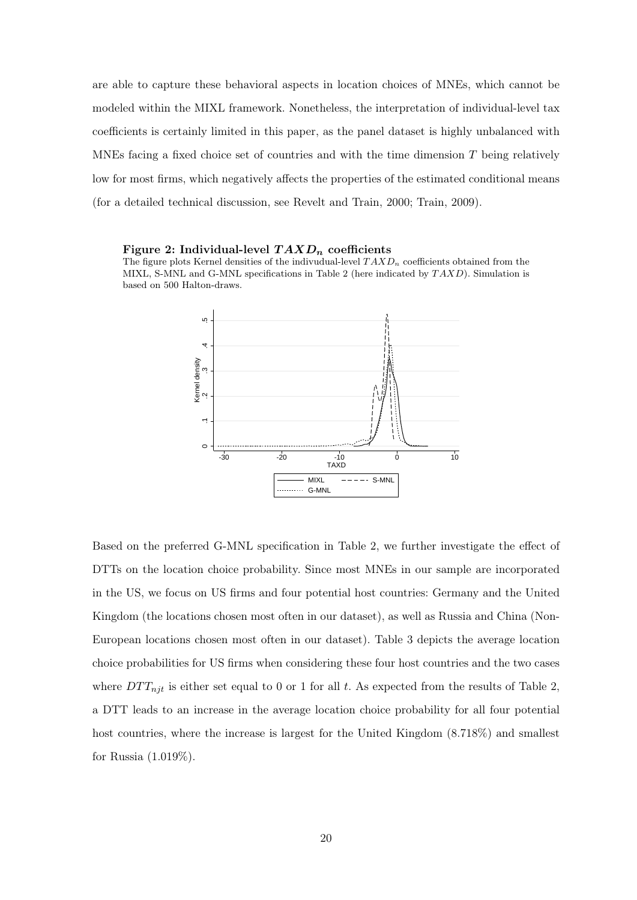are able to capture these behavioral aspects in location choices of MNEs, which cannot be modeled within the MIXL framework. Nonetheless, the interpretation of individual-level tax coefficients is certainly limited in this paper, as the panel dataset is highly unbalanced with MNEs facing a fixed choice set of countries and with the time dimension $T$ being relatively low for most firms, which negatively affects the properties of the estimated conditional means (for a detailed technical discussion, see Revelt and Train, 2000; Train, 2009).

**Figure 2: Individual-level $TAXD_n$ coefficients**

The figure plots Kernel densities of the indivudual-level $TAXD_n$ coefficients obtained from the MIXL, S-MNL and G-MNL specifications in Table 2 (here indicated by $TAXD$). Simulation is based on 500 Halton-draws.

Based on the preferred G-MNL specification in Table 2, we further investigate the effect of DTTs on the location choice probability. Since most MNEs in our sample are incorporated in the US, we focus on US firms and four potential host countries: Germany and the United Kingdom (the locations chosen most often in our dataset), as well as Russia and China (Non-European locations chosen most often in our dataset). Table 3 depicts the average location choice probabilities for US firms when considering these four host countries and the two cases where $DTT_{njt}$ is either set equal to 0 or 1 for all $t$. As expected from the results of Table 2, a DTT leads to an increase in the average location choice probability for all four potential host countries, where the increase is largest for the United Kingdom (8.718%) and smallest for Russia (1.019%).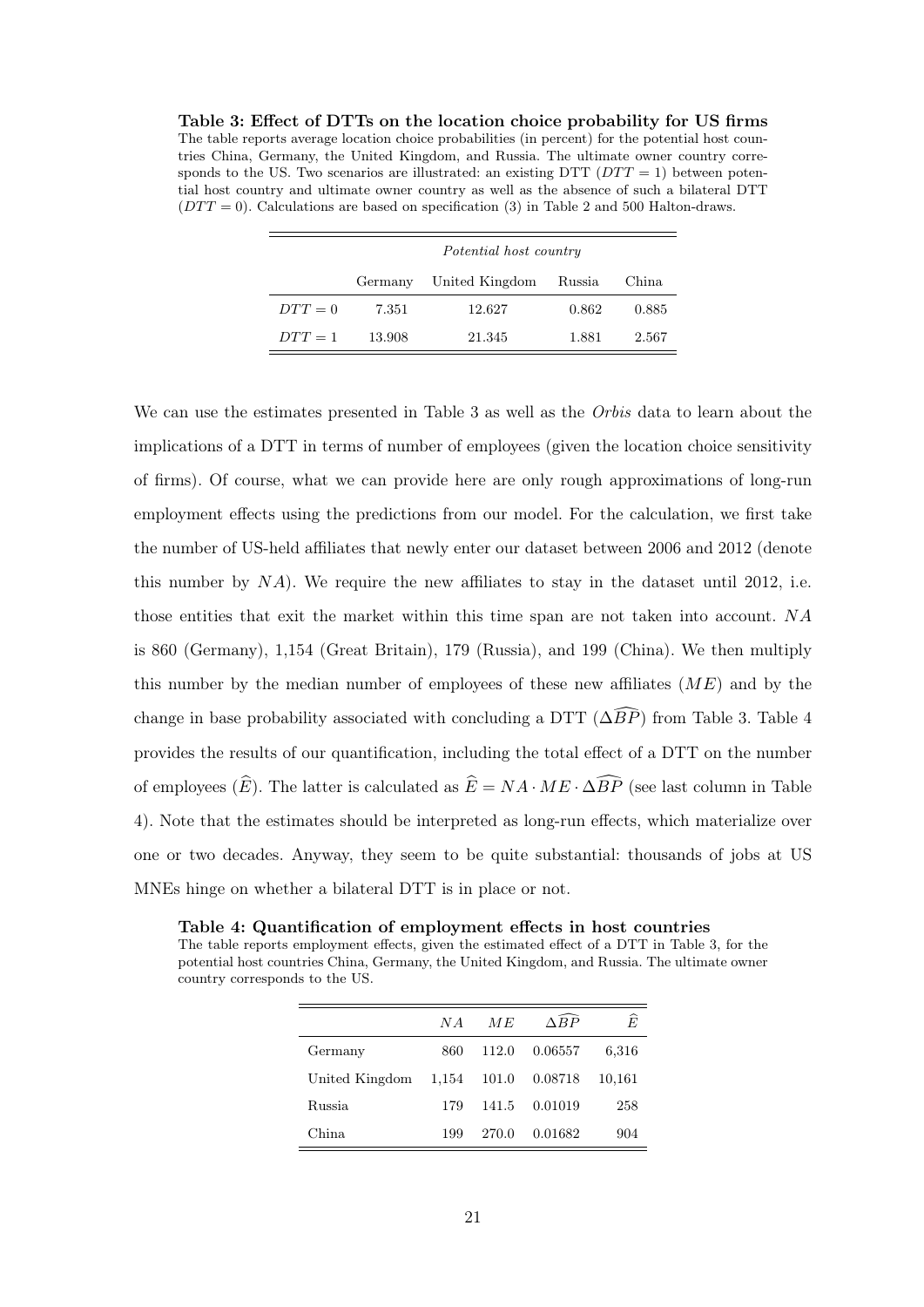**Table 3: Effect of DTTs on the location choice probability for US firms**
The table reports average location choice probabilities (in percent) for the potential host countries China, Germany, the United Kingdom, and Russia. The ultimate owner country corresponds to the US. Two scenarios are illustrated: an existing DTT ($DTT = 1$) between potential host country and ultimate owner country as well as the absence of such a bilateral DTT ($DTT = 0$). Calculations are based on specification (3) in Table 2 and 500 Halton-draws.

| | *Potential host country* | | | |
|---|---|---|---|---|
| | Germany | United Kingdom | Russia | China |
| $DTT = 0$ | 7.351 | 12.627 | 0.862 | 0.885 |
| $DTT = 1$ | 13.908 | 21.345 | 1.881 | 2.567 |

We can use the estimates presented in Table 3 as well as the *Orbis* data to learn about the implications of a DTT in terms of number of employees (given the location choice sensitivity of firms). Of course, what we can provide here are only rough approximations of long-run employment effects using the predictions from our model. For the calculation, we first take the number of US-held affiliates that newly enter our dataset between 2006 and 2012 (denote this number by $NA$). We require the new affiliates to stay in the dataset until 2012, i.e. those entities that exit the market within this time span are not taken into account. $NA$ is 860 (Germany), 1,154 (Great Britain), 179 (Russia), and 199 (China). We then multiply this number by the median number of employees of these new affiliates ($ME$) and by the change in base probability associated with concluding a DTT ($\Delta\widehat{BP}$) from Table 3. Table 4 provides the results of our quantification, including the total effect of a DTT on the number of employees ($\widehat{E}$). The latter is calculated as $\widehat{E} = NA \cdot ME \cdot \Delta\widehat{BP}$ (see last column in Table 4). Note that the estimates should be interpreted as long-run effects, which materialize over one or two decades. Anyway, they seem to be quite substantial: thousands of jobs at US MNEs hinge on whether a bilateral DTT is in place or not.

**Table 4: Quantification of employment effects in host countries**
The table reports employment effects, given the estimated effect of a DTT in Table 3, for the potential host countries China, Germany, the United Kingdom, and Russia. The ultimate owner country corresponds to the US.

| | $NA$ | $ME$ | $\Delta\widehat{BP}$ | $\widehat{E}$ |
|---|---|---|---|---|
| Germany | 860 | 112.0 | 0.06557 | 6,316 |
| United Kingdom | 1,154 | 101.0 | 0.08718 | 10,161 |
| Russia | 179 | 141.5 | 0.01019 | 258 |
| China | 199 | 270.0 | 0.01682 | 904 |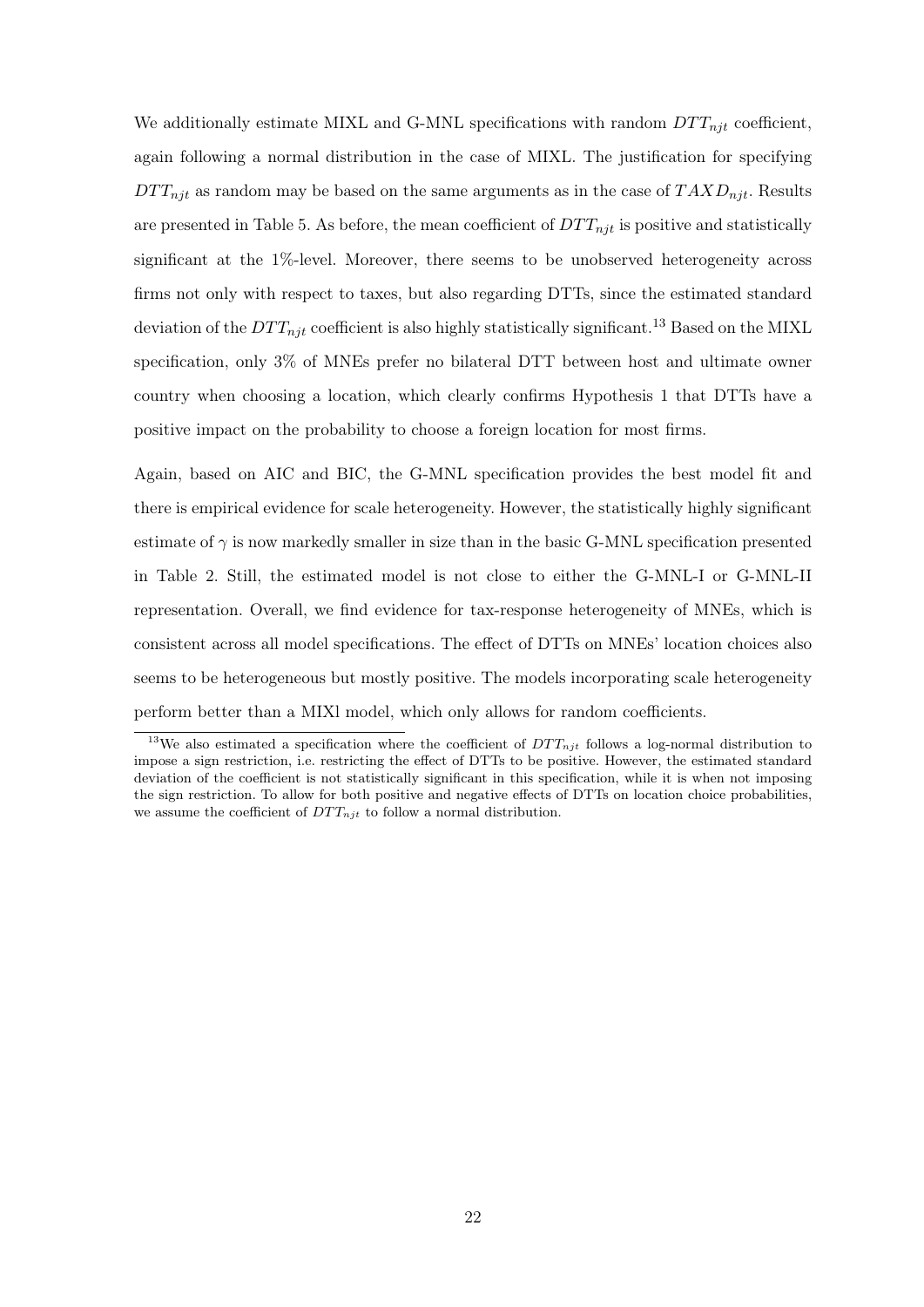We additionally estimate MIXL and G-MNL specifications with random $DTT_{njt}$ coefficient, again following a normal distribution in the case of MIXL. The justification for specifying $DTT_{njt}$ as random may be based on the same arguments as in the case of $TAXD_{njt}$. Results are presented in Table 5. As before, the mean coefficient of $DTT_{njt}$ is positive and statistically significant at the 1%-level. Moreover, there seems to be unobserved heterogeneity across firms not only with respect to taxes, but also regarding DTTs, since the estimated standard deviation of the $DTT_{njt}$ coefficient is also highly statistically significant.[13] Based on the MIXL specification, only 3% of MNEs prefer no bilateral DTT between host and ultimate owner country when choosing a location, which clearly confirms Hypothesis 1 that DTTs have a positive impact on the probability to choose a foreign location for most firms.

Again, based on AIC and BIC, the G-MNL specification provides the best model fit and there is empirical evidence for scale heterogeneity. However, the statistically highly significant estimate of $\gamma$ is now markedly smaller in size than in the basic G-MNL specification presented in Table 2. Still, the estimated model is not close to either the G-MNL-I or G-MNL-II representation. Overall, we find evidence for tax-response heterogeneity of MNEs, which is consistent across all model specifications. The effect of DTTs on MNEs' location choices also seems to be heterogeneous but mostly positive. The models incorporating scale heterogeneity perform better than a MIXl model, which only allows for random coefficients.

[13] We also estimated a specification where the coefficient of $DTT_{njt}$ follows a log-normal distribution to impose a sign restriction, i.e. restricting the effect of DTTs to be positive. However, the estimated standard deviation of the coefficient is not statistically significant in this specification, while it is when not imposing the sign restriction. To allow for both positive and negative effects of DTTs on location choice probabilities, we assume the coefficient of $DTT_{njt}$ to follow a normal distribution.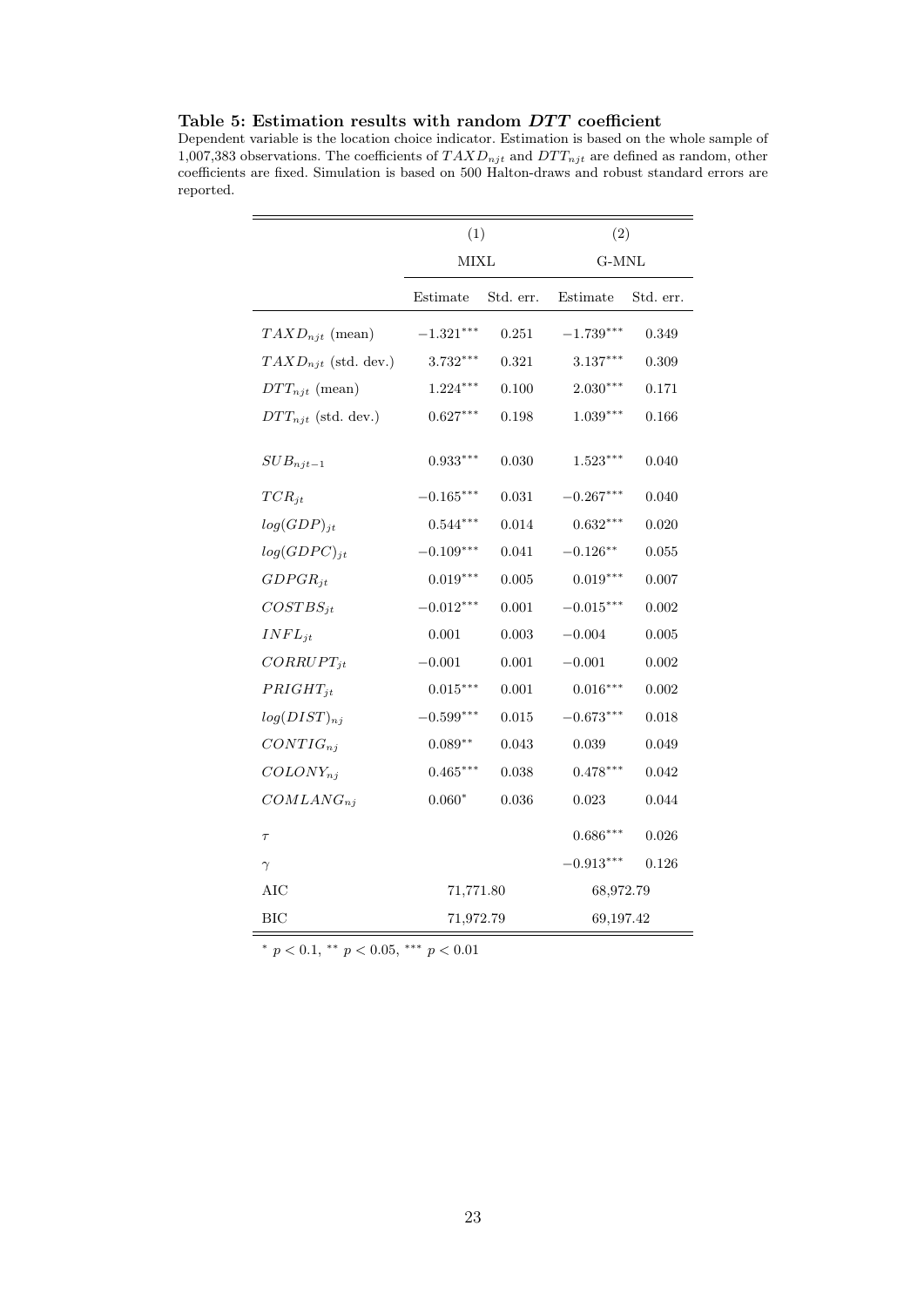**Table 5: Estimation results with random *DTT* coefficient**

Dependent variable is the location choice indicator. Estimation is based on the whole sample of 1,007,383 observations. The coefficients of $TAXD_{njt}$ and $DTT_{njt}$ are defined as random, other coefficients are fixed. Simulation is based on 500 Halton-draws and robust standard errors are reported.

| | (1) | | (2) | |
|---|---|---|---|---|
| | MIXL | | G-MNL | |
| | Estimate | Std. err. | Estimate | Std. err. |
| $TAXD_{njt}$ (mean) | $-1.321^{***}$ | 0.251 | $-1.739^{***}$ | 0.349 |
| $TAXD_{njt}$ (std. dev.) | $3.732^{***}$ | 0.321 | $3.137^{***}$ | 0.309 |
| $DTT_{njt}$ (mean) | $1.224^{***}$ | 0.100 | $2.030^{***}$ | 0.171 |
| $DTT_{njt}$ (std. dev.) | $0.627^{***}$ | 0.198 | $1.039^{***}$ | 0.166 |
| $SUB_{njt-1}$ | $0.933^{***}$ | 0.030 | $1.523^{***}$ | 0.040 |
| $TCR_{jt}$ | $-0.165^{***}$ | 0.031 | $-0.267^{***}$ | 0.040 |
| $log(GDP)_{jt}$ | $0.544^{***}$ | 0.014 | $0.632^{***}$ | 0.020 |
| $log(GDPC)_{jt}$ | $-0.109^{***}$ | 0.041 | $-0.126^{**}$ | 0.055 |
| $GDPGR_{jt}$ | $0.019^{***}$ | 0.005 | $0.019^{***}$ | 0.007 |
| $COSTBS_{jt}$ | $-0.012^{***}$ | 0.001 | $-0.015^{***}$ | 0.002 |
| $INFL_{jt}$ | 0.001 | 0.003 | $-0.004$ | 0.005 |
| $CORRUPT_{jt}$ | $-0.001$ | 0.001 | $-0.001$ | 0.002 |
| $PRIGHT_{jt}$ | $0.015^{***}$ | 0.001 | $0.016^{***}$ | 0.002 |
| $log(DIST)_{nj}$ | $-0.599^{***}$ | 0.015 | $-0.673^{***}$ | 0.018 |
| $CONTIG_{nj}$ | $0.089^{**}$ | 0.043 | 0.039 | 0.049 |
| $COLONY_{nj}$ | $0.465^{***}$ | 0.038 | $0.478^{***}$ | 0.042 |
| $COMLANG_{nj}$ | $0.060^{*}$ | 0.036 | 0.023 | 0.044 |
| $\tau$ | | | $0.686^{***}$ | 0.026 |
| $\gamma$ | | | $-0.913^{***}$ | 0.126 |
| AIC | 71,771.80 | | 68,972.79 | |
| BIC | 71,972.79 | | 69,197.42 | |

$^{*}$ $p < 0.1$, $^{**}$ $p < 0.05$, $^{***}$ $p < 0.01$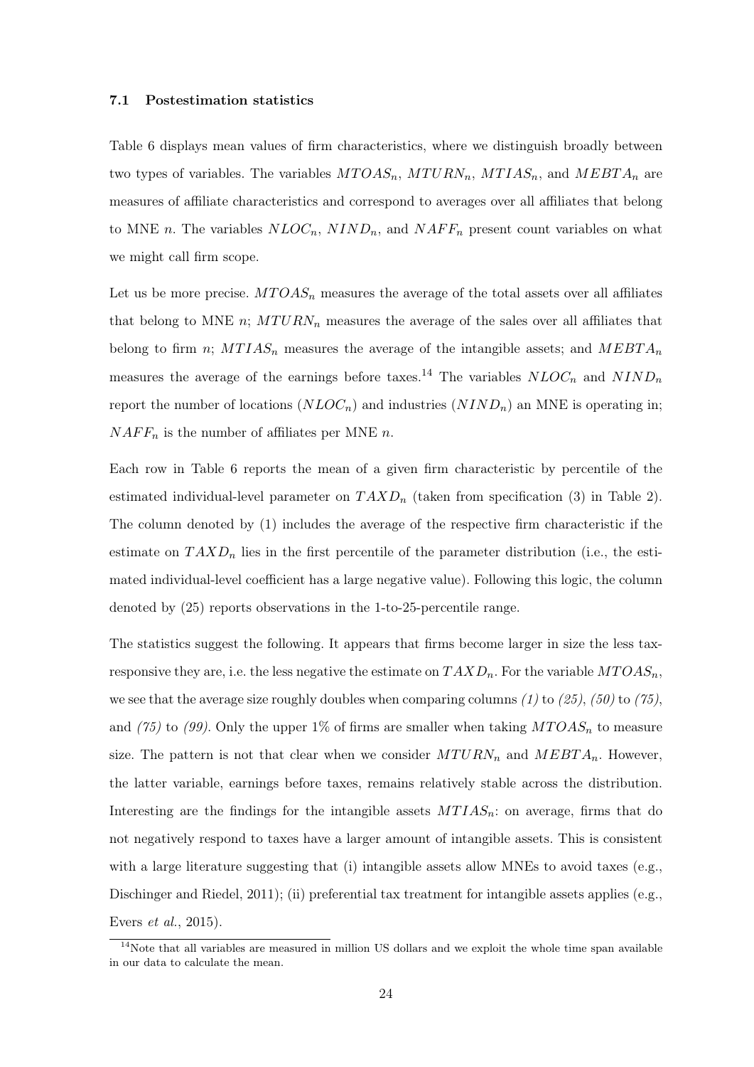### 7.1 Postestimation statistics

Table 6 displays mean values of firm characteristics, where we distinguish broadly between two types of variables. The variables $MTOAS_n$, $MTURN_n$, $MTIAS_n$, and $MEBTA_n$ are measures of affiliate characteristics and correspond to averages over all affiliates that belong to MNE $n$. The variables $NLOC_n$, $NIND_n$, and $NAFF_n$ present count variables on what we might call firm scope.

Let us be more precise. $MTOAS_n$ measures the average of the total assets over all affiliates that belong to MNE $n$; $MTURN_n$ measures the average of the sales over all affiliates that belong to firm $n$; $MTIAS_n$ measures the average of the intangible assets; and $MEBTA_n$ measures the average of the earnings before taxes.[14] The variables $NLOC_n$ and $NIND_n$ report the number of locations ($NLOC_n$) and industries ($NIND_n$) an MNE is operating in; $NAFF_n$ is the number of affiliates per MNE $n$.

Each row in Table 6 reports the mean of a given firm characteristic by percentile of the estimated individual-level parameter on $TAXD_n$ (taken from specification (3) in Table 2). The column denoted by (1) includes the average of the respective firm characteristic if the estimate on $TAXD_n$ lies in the first percentile of the parameter distribution (i.e., the estimated individual-level coefficient has a large negative value). Following this logic, the column denoted by (25) reports observations in the 1-to-25-percentile range.

The statistics suggest the following. It appears that firms become larger in size the less tax-responsive they are, i.e. the less negative the estimate on $TAXD_n$. For the variable $MTOAS_n$, we see that the average size roughly doubles when comparing columns *(1)* to *(25)*, *(50)* to *(75)*, and *(75)* to *(99)*. Only the upper 1% of firms are smaller when taking $MTOAS_n$ to measure size. The pattern is not that clear when we consider $MTURN_n$ and $MEBTA_n$. However, the latter variable, earnings before taxes, remains relatively stable across the distribution. Interesting are the findings for the intangible assets $MTIAS_n$: on average, firms that do not negatively respond to taxes have a larger amount of intangible assets. This is consistent with a large literature suggesting that (i) intangible assets allow MNEs to avoid taxes (e.g., Dischinger and Riedel, 2011); (ii) preferential tax treatment for intangible assets applies (e.g., Evers *et al.*, 2015).

[14] Note that all variables are measured in million US dollars and we exploit the whole time span available in our data to calculate the mean.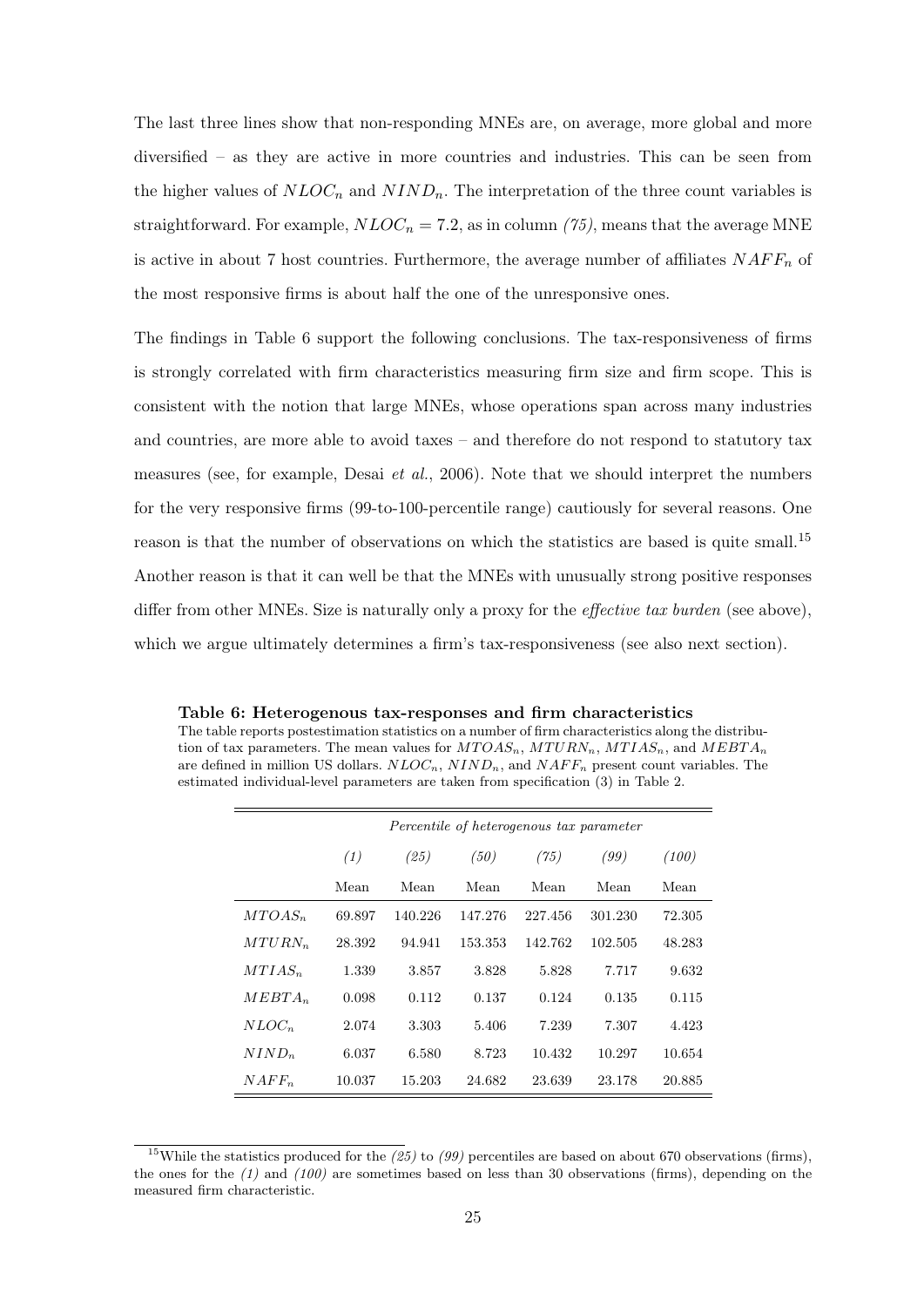The last three lines show that non-responding MNEs are, on average, more global and more diversified – as they are active in more countries and industries. This can be seen from the higher values of $NLOC_n$ and $NIND_n$. The interpretation of the three count variables is straightforward. For example, $NLOC_n = 7.2$, as in column *(75)*, means that the average MNE is active in about 7 host countries. Furthermore, the average number of affiliates $NAFF_n$ of the most responsive firms is about half the one of the unresponsive ones.

The findings in Table 6 support the following conclusions. The tax-responsiveness of firms is strongly correlated with firm characteristics measuring firm size and firm scope. This is consistent with the notion that large MNEs, whose operations span across many industries and countries, are more able to avoid taxes – and therefore do not respond to statutory tax measures (see, for example, Desai *et al.*, 2006). Note that we should interpret the numbers for the very responsive firms (99-to-100-percentile range) cautiously for several reasons. One reason is that the number of observations on which the statistics are based is quite small.[15] Another reason is that it can well be that the MNEs with unusually strong positive responses differ from other MNEs. Size is naturally only a proxy for the *effective tax burden* (see above), which we argue ultimately determines a firm's tax-responsiveness (see also next section).

**Table 6: Heterogenous tax-responses and firm characteristics**
The table reports postestimation statistics on a number of firm characteristics along the distribution of tax parameters. The mean values for $MTOAS_n$, $MTURN_n$, $MTIAS_n$, and $MEBTA_n$ are defined in million US dollars. $NLOC_n$, $NIND_n$, and $NAFF_n$ present count variables. The estimated individual-level parameters are taken from specification (3) in Table 2.

| | *Percentile of heterogenous tax parameter* | | | | | |
|---|---|---|---|---|---|---|
| | *(1)* | *(25)* | *(50)* | *(75)* | *(99)* | *(100)* |
| | Mean | Mean | Mean | Mean | Mean | Mean |
| $MTOAS_n$ | 69.897 | 140.226 | 147.276 | 227.456 | 301.230 | 72.305 |
| $MTURN_n$ | 28.392 | 94.941 | 153.353 | 142.762 | 102.505 | 48.283 |
| $MTIAS_n$ | 1.339 | 3.857 | 3.828 | 5.828 | 7.717 | 9.632 |
| $MEBTA_n$ | 0.098 | 0.112 | 0.137 | 0.124 | 0.135 | 0.115 |
| $NLOC_n$ | 2.074 | 3.303 | 5.406 | 7.239 | 7.307 | 4.423 |
| $NIND_n$ | 6.037 | 6.580 | 8.723 | 10.432 | 10.297 | 10.654 |
| $NAFF_n$ | 10.037 | 15.203 | 24.682 | 23.639 | 23.178 | 20.885 |

[15] While the statistics produced for the *(25)* to *(99)* percentiles are based on about 670 observations (firms), the ones for the *(1)* and *(100)* are sometimes based on less than 30 observations (firms), depending on the measured firm characteristic.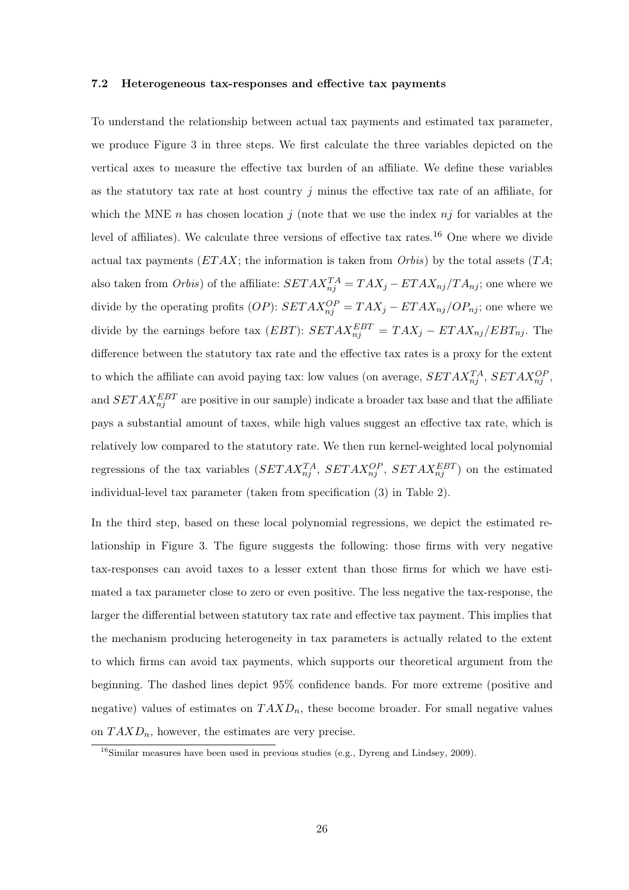### 7.2 Heterogeneous tax-responses and effective tax payments

To understand the relationship between actual tax payments and estimated tax parameter, we produce Figure 3 in three steps. We first calculate the three variables depicted on the vertical axes to measure the effective tax burden of an affiliate. We define these variables as the statutory tax rate at host country $j$ minus the effective tax rate of an affiliate, for which the MNE $n$ has chosen location $j$ (note that we use the index $nj$ for variables at the level of affiliates). We calculate three versions of effective tax rates.[16] One where we divide actual tax payments ($ETAX$; the information is taken from *Orbis*) by the total assets ($TA$; also taken from *Orbis*) of the affiliate: $SETAX_{nj}^{TA} = TAX_j - ETAX_{nj}/TA_{nj}$; one where we divide by the operating profits ($OP$): $SETAX_{nj}^{OP} = TAX_j - ETAX_{nj}/OP_{nj}$; one where we divide by the earnings before tax ($EBT$): $SETAX_{nj}^{EBT} = TAX_j - ETAX_{nj}/EBT_{nj}$. The difference between the statutory tax rate and the effective tax rates is a proxy for the extent to which the affiliate can avoid paying tax: low values (on average, $SETAX_{nj}^{TA}$, $SETAX_{nj}^{OP}$, and $SETAX_{nj}^{EBT}$ are positive in our sample) indicate a broader tax base and that the affiliate pays a substantial amount of taxes, while high values suggest an effective tax rate, which is relatively low compared to the statutory rate. We then run kernel-weighted local polynomial regressions of the tax variables ($SETAX_{nj}^{TA}$, $SETAX_{nj}^{OP}$, $SETAX_{nj}^{EBT}$) on the estimated individual-level tax parameter (taken from specification (3) in Table 2).

In the third step, based on these local polynomial regressions, we depict the estimated relationship in Figure 3. The figure suggests the following: those firms with very negative tax-responses can avoid taxes to a lesser extent than those firms for which we have estimated a tax parameter close to zero or even positive. The less negative the tax-response, the larger the differential between statutory tax rate and effective tax payment. This implies that the mechanism producing heterogeneity in tax parameters is actually related to the extent to which firms can avoid tax payments, which supports our theoretical argument from the beginning. The dashed lines depict 95% confidence bands. For more extreme (positive and negative) values of estimates on $TAXD_n$, these become broader. For small negative values on $TAXD_n$, however, the estimates are very precise.

[16] Similar measures have been used in previous studies (e.g., Dyreng and Lindsey, 2009).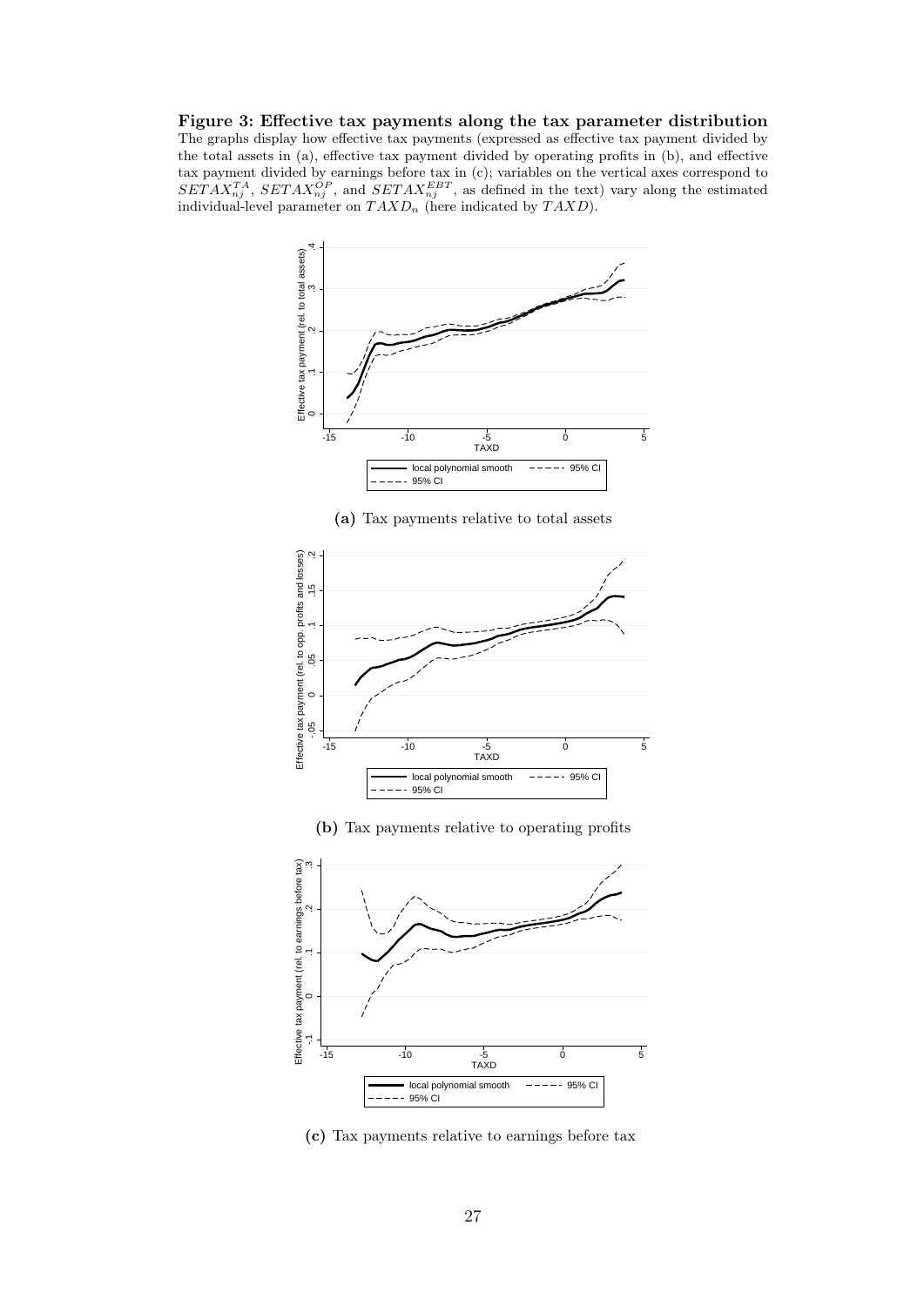**Figure 3: Effective tax payments along the tax parameter distribution**
The graphs display how effective tax payments (expressed as effective tax payment divided by the total assets in (a), effective tax payment divided by operating profits in (b), and effective tax payment divided by earnings before tax in (c); variables on the vertical axes correspond to $SETAX_{nj}^{TA}$, $SETAX_{nj}^{OP}$, and $SETAX_{nj}^{EBT}$, as defined in the text) vary along the estimated individual-level parameter on $TAXD_n$ (here indicated by $TAXD$).

**(a)** Tax payments relative to total assets

**(b)** Tax payments relative to operating profits

**(c)** Tax payments relative to earnings before tax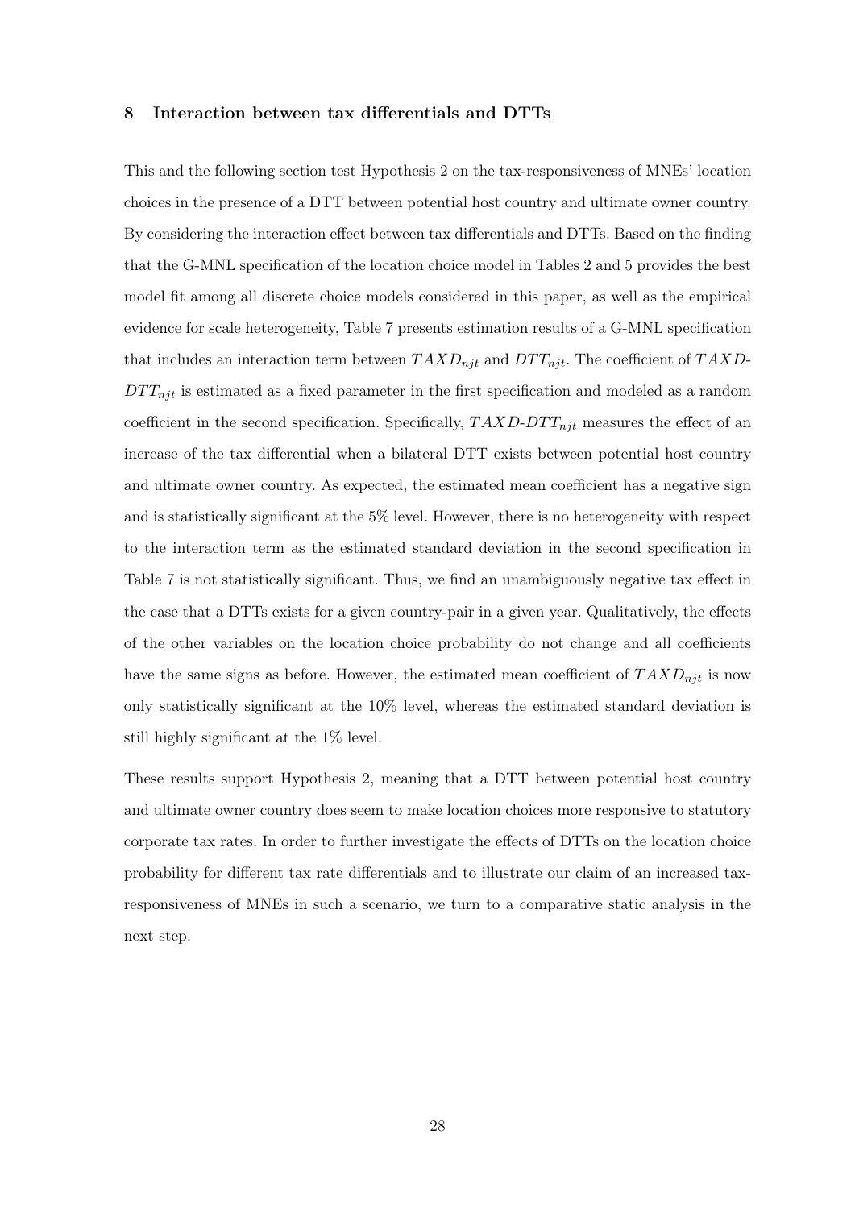## 8 Interaction between tax differentials and DTTs

This and the following section test Hypothesis 2 on the tax-responsiveness of MNEs' location choices in the presence of a DTT between potential host country and ultimate owner country. By considering the interaction effect between tax differentials and DTTs. Based on the finding that the G-MNL specification of the location choice model in Tables 2 and 5 provides the best model fit among all discrete choice models considered in this paper, as well as the empirical evidence for scale heterogeneity, Table 7 presents estimation results of a G-MNL specification that includes an interaction term between $TAXD_{njt}$ and $DTT_{njt}$. The coefficient of $TAXD\text{-}DTT_{njt}$ is estimated as a fixed parameter in the first specification and modeled as a random coefficient in the second specification. Specifically, $TAXD\text{-}DTT_{njt}$ measures the effect of an increase of the tax differential when a bilateral DTT exists between potential host country and ultimate owner country. As expected, the estimated mean coefficient has a negative sign and is statistically significant at the 5% level. However, there is no heterogeneity with respect to the interaction term as the estimated standard deviation in the second specification in Table 7 is not statistically significant. Thus, we find an unambiguously negative tax effect in the case that a DTTs exists for a given country-pair in a given year. Qualitatively, the effects of the other variables on the location choice probability do not change and all coefficients have the same signs as before. However, the estimated mean coefficient of $TAXD_{njt}$ is now only statistically significant at the 10% level, whereas the estimated standard deviation is still highly significant at the 1% level.

These results support Hypothesis 2, meaning that a DTT between potential host country and ultimate owner country does seem to make location choices more responsive to statutory corporate tax rates. In order to further investigate the effects of DTTs on the location choice probability for different tax rate differentials and to illustrate our claim of an increased tax-responsiveness of MNEs in such a scenario, we turn to a comparative static analysis in the next step.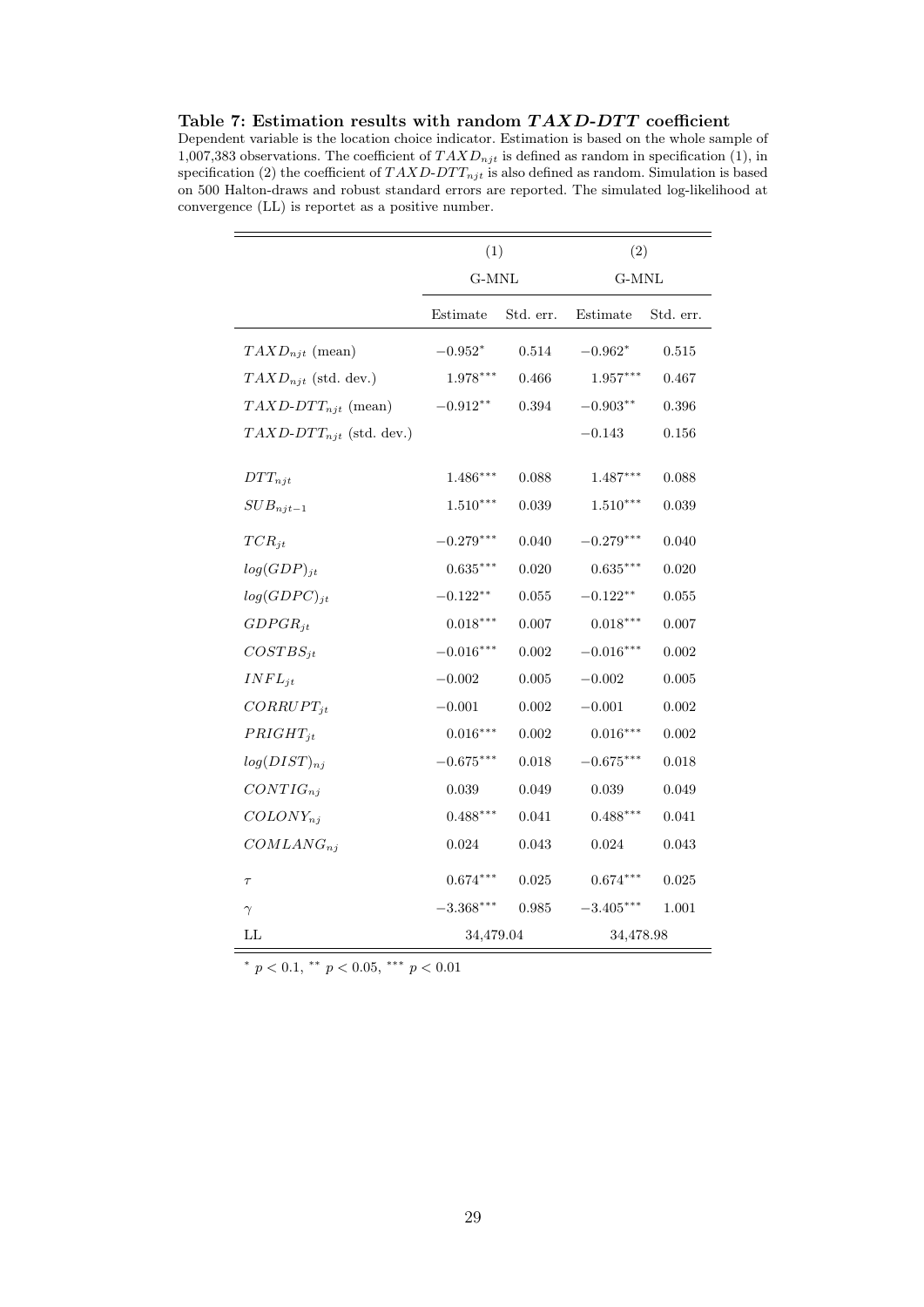**Table 7: Estimation results with random $TAXD$-$DTT$ coefficient**

Dependent variable is the location choice indicator. Estimation is based on the whole sample of 1,007,383 observations. The coefficient of $TAXD_{njt}$ is defined as random in specification (1), in specification (2) the coefficient of $TAXD$-$DTT_{njt}$ is also defined as random. Simulation is based on 500 Halton-draws and robust standard errors are reported. The simulated log-likelihood at convergence (LL) is reportet as a positive number.

| | (1) | | (2) | |
|---|---|---|---|---|
| | G-MNL | | G-MNL | |
| | Estimate | Std. err. | Estimate | Std. err. |
| $TAXD_{njt}$ (mean) | $-0.952^{*}$ | 0.514 | $-0.962^{*}$ | 0.515 |
| $TAXD_{njt}$ (std. dev.) | $1.978^{***}$ | 0.466 | $1.957^{***}$ | 0.467 |
| $TAXD$-$DTT_{njt}$ (mean) | $-0.912^{**}$ | 0.394 | $-0.903^{**}$ | 0.396 |
| $TAXD$-$DTT_{njt}$ (std. dev.) | | | $-0.143$ | 0.156 |
| $DTT_{njt}$ | $1.486^{***}$ | 0.088 | $1.487^{***}$ | 0.088 |
| $SUB_{njt-1}$ | $1.510^{***}$ | 0.039 | $1.510^{***}$ | 0.039 |
| $TCR_{jt}$ | $-0.279^{***}$ | 0.040 | $-0.279^{***}$ | 0.040 |
| $log(GDP)_{jt}$ | $0.635^{***}$ | 0.020 | $0.635^{***}$ | 0.020 |
| $log(GDPC)_{jt}$ | $-0.122^{**}$ | 0.055 | $-0.122^{**}$ | 0.055 |
| $GDPGR_{jt}$ | $0.018^{***}$ | 0.007 | $0.018^{***}$ | 0.007 |
| $COSTBS_{jt}$ | $-0.016^{***}$ | 0.002 | $-0.016^{***}$ | 0.002 |
| $INFL_{jt}$ | $-0.002$ | 0.005 | $-0.002$ | 0.005 |
| $CORRUPT_{jt}$ | $-0.001$ | 0.002 | $-0.001$ | 0.002 |
| $PRIGHT_{jt}$ | $0.016^{***}$ | 0.002 | $0.016^{***}$ | 0.002 |
| $log(DIST)_{nj}$ | $-0.675^{***}$ | 0.018 | $-0.675^{***}$ | 0.018 |
| $CONTIG_{nj}$ | 0.039 | 0.049 | 0.039 | 0.049 |
| $COLONY_{nj}$ | $0.488^{***}$ | 0.041 | $0.488^{***}$ | 0.041 |
| $COMLANG_{nj}$ | 0.024 | 0.043 | 0.024 | 0.043 |
| $\tau$ | $0.674^{***}$ | 0.025 | $0.674^{***}$ | 0.025 |
| $\gamma$ | $-3.368^{***}$ | 0.985 | $-3.405^{***}$ | 1.001 |
| LL | 34,479.04 | | 34,478.98 | |

$^{*}$ $p < 0.1$, $^{**}$ $p < 0.05$, $^{***}$ $p < 0.01$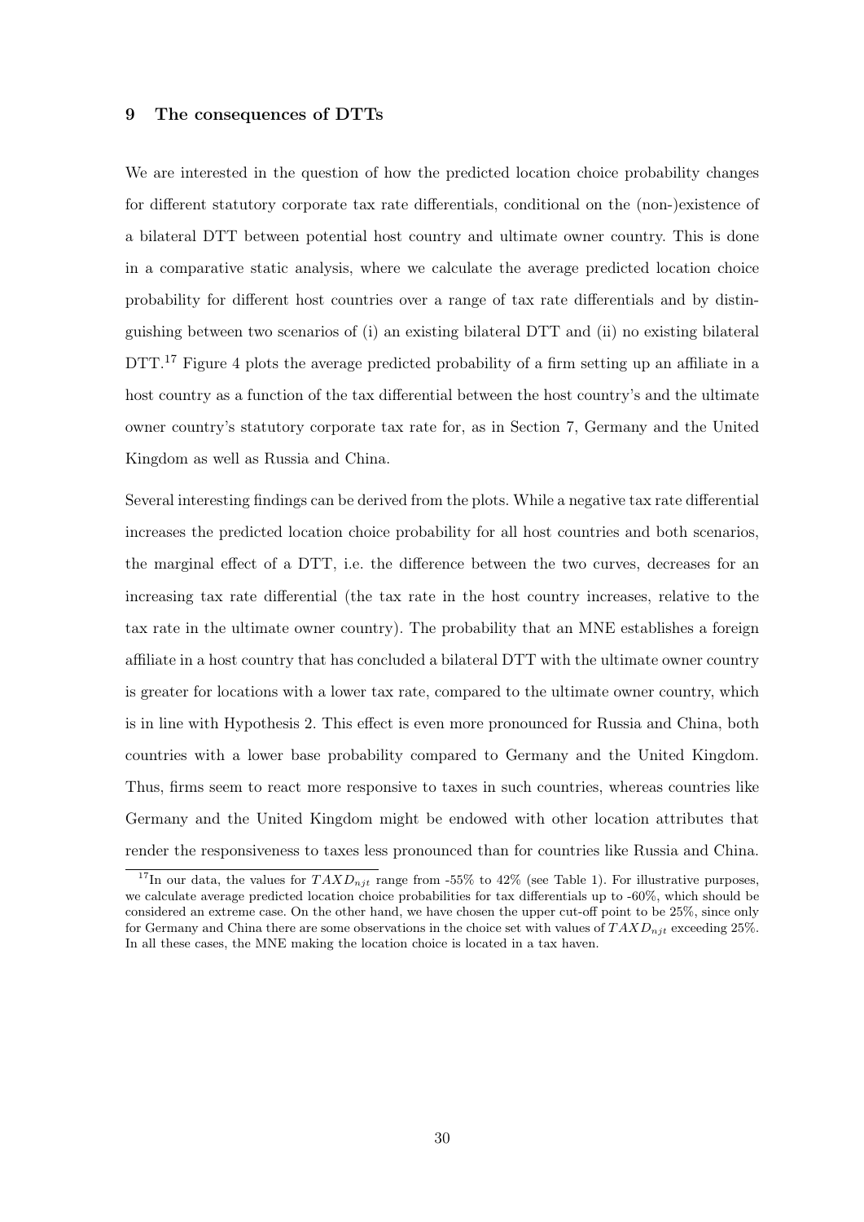## 9 The consequences of DTTs

We are interested in the question of how the predicted location choice probability changes for different statutory corporate tax rate differentials, conditional on the (non-)existence of a bilateral DTT between potential host country and ultimate owner country. This is done in a comparative static analysis, where we calculate the average predicted location choice probability for different host countries over a range of tax rate differentials and by distinguishing between two scenarios of (i) an existing bilateral DTT and (ii) no existing bilateral DTT.[17] Figure 4 plots the average predicted probability of a firm setting up an affiliate in a host country as a function of the tax differential between the host country's and the ultimate owner country's statutory corporate tax rate for, as in Section 7, Germany and the United Kingdom as well as Russia and China.

Several interesting findings can be derived from the plots. While a negative tax rate differential increases the predicted location choice probability for all host countries and both scenarios, the marginal effect of a DTT, i.e. the difference between the two curves, decreases for an increasing tax rate differential (the tax rate in the host country increases, relative to the tax rate in the ultimate owner country). The probability that an MNE establishes a foreign affiliate in a host country that has concluded a bilateral DTT with the ultimate owner country is greater for locations with a lower tax rate, compared to the ultimate owner country, which is in line with Hypothesis 2. This effect is even more pronounced for Russia and China, both countries with a lower base probability compared to Germany and the United Kingdom. Thus, firms seem to react more responsive to taxes in such countries, whereas countries like Germany and the United Kingdom might be endowed with other location attributes that render the responsiveness to taxes less pronounced than for countries like Russia and China.

[17] In our data, the values for $TAXD_{njt}$ range from -55% to 42% (see Table 1). For illustrative purposes, we calculate average predicted location choice probabilities for tax differentials up to -60%, which should be considered an extreme case. On the other hand, we have chosen the upper cut-off point to be 25%, since only for Germany and China there are some observations in the choice set with values of $TAXD_{njt}$ exceeding 25%. In all these cases, the MNE making the location choice is located in a tax haven.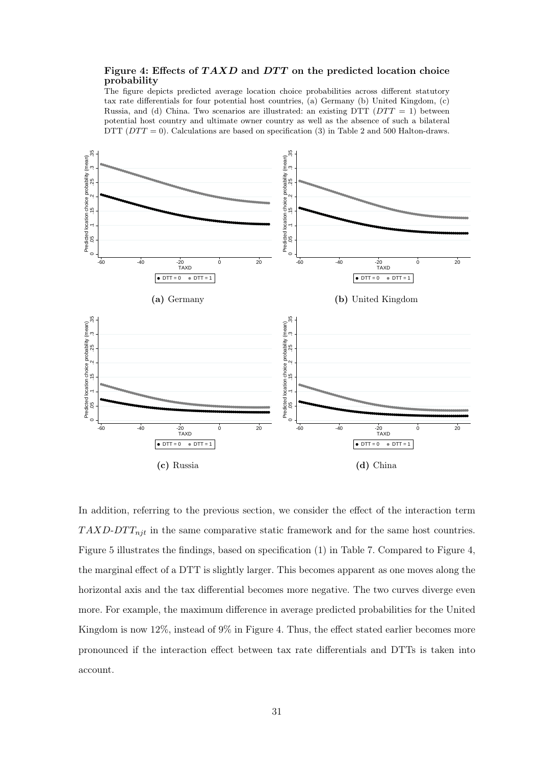**Figure 4: Effects of $TAXD$ and $DTT$ on the predicted location choice probability**

The figure depicts predicted average location choice probabilities across different statutory tax rate differentials for four potential host countries, (a) Germany (b) United Kingdom, (c) Russia, and (d) China. Two scenarios are illustrated: an existing DTT ($DTT = 1$) between potential host country and ultimate owner country as well as the absence of such a bilateral DTT ($DTT = 0$). Calculations are based on specification (3) in Table 2 and 500 Halton-draws.

**(a)** Germany

**(b)** United Kingdom

**(c)** Russia

**(d)** China

In addition, referring to the previous section, we consider the effect of the interaction term $TAXD\text{-}DTT_{njt}$ in the same comparative static framework and for the same host countries. Figure 5 illustrates the findings, based on specification (1) in Table 7. Compared to Figure 4, the marginal effect of a DTT is slightly larger. This becomes apparent as one moves along the horizontal axis and the tax differential becomes more negative. The two curves diverge even more. For example, the maximum difference in average predicted probabilities for the United Kingdom is now 12%, instead of 9% in Figure 4. Thus, the effect stated earlier becomes more pronounced if the interaction effect between tax rate differentials and DTTs is taken into account.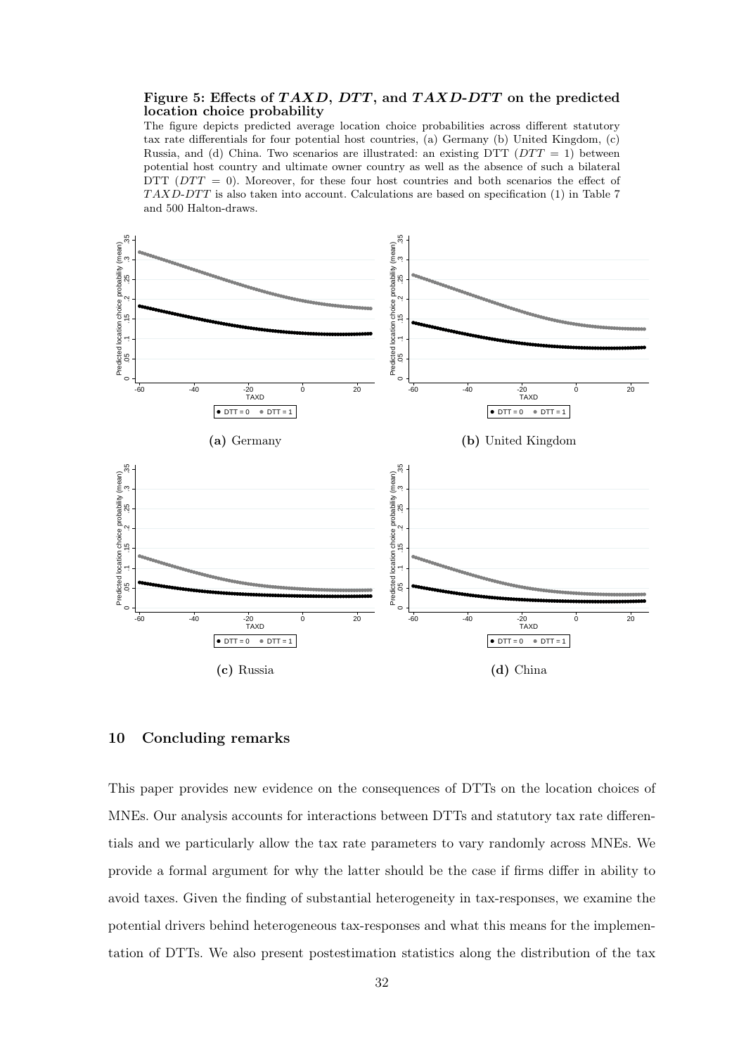**Figure 5: Effects of *TAXD*, *DTT*, and *TAXD-DTT* on the predicted location choice probability**

The figure depicts predicted average location choice probabilities across different statutory tax rate differentials for four potential host countries, (a) Germany (b) United Kingdom, (c) Russia, and (d) China. Two scenarios are illustrated: an existing DTT ($DTT = 1$) between potential host country and ultimate owner country as well as the absence of such a bilateral DTT ($DTT = 0$). Moreover, for these four host countries and both scenarios the effect of $TAXD$-$DTT$ is also taken into account. Calculations are based on specification (1) in Table 7 and 500 Halton-draws.

**(a)** Germany

**(b)** United Kingdom

**(c)** Russia

**(d)** China

## 10 Concluding remarks

This paper provides new evidence on the consequences of DTTs on the location choices of MNEs. Our analysis accounts for interactions between DTTs and statutory tax rate differentials and we particularly allow the tax rate parameters to vary randomly across MNEs. We provide a formal argument for why the latter should be the case if firms differ in ability to avoid taxes. Given the finding of substantial heterogeneity in tax-responses, we examine the potential drivers behind heterogeneous tax-responses and what this means for the implementation of DTTs. We also present postestimation statistics along the distribution of the tax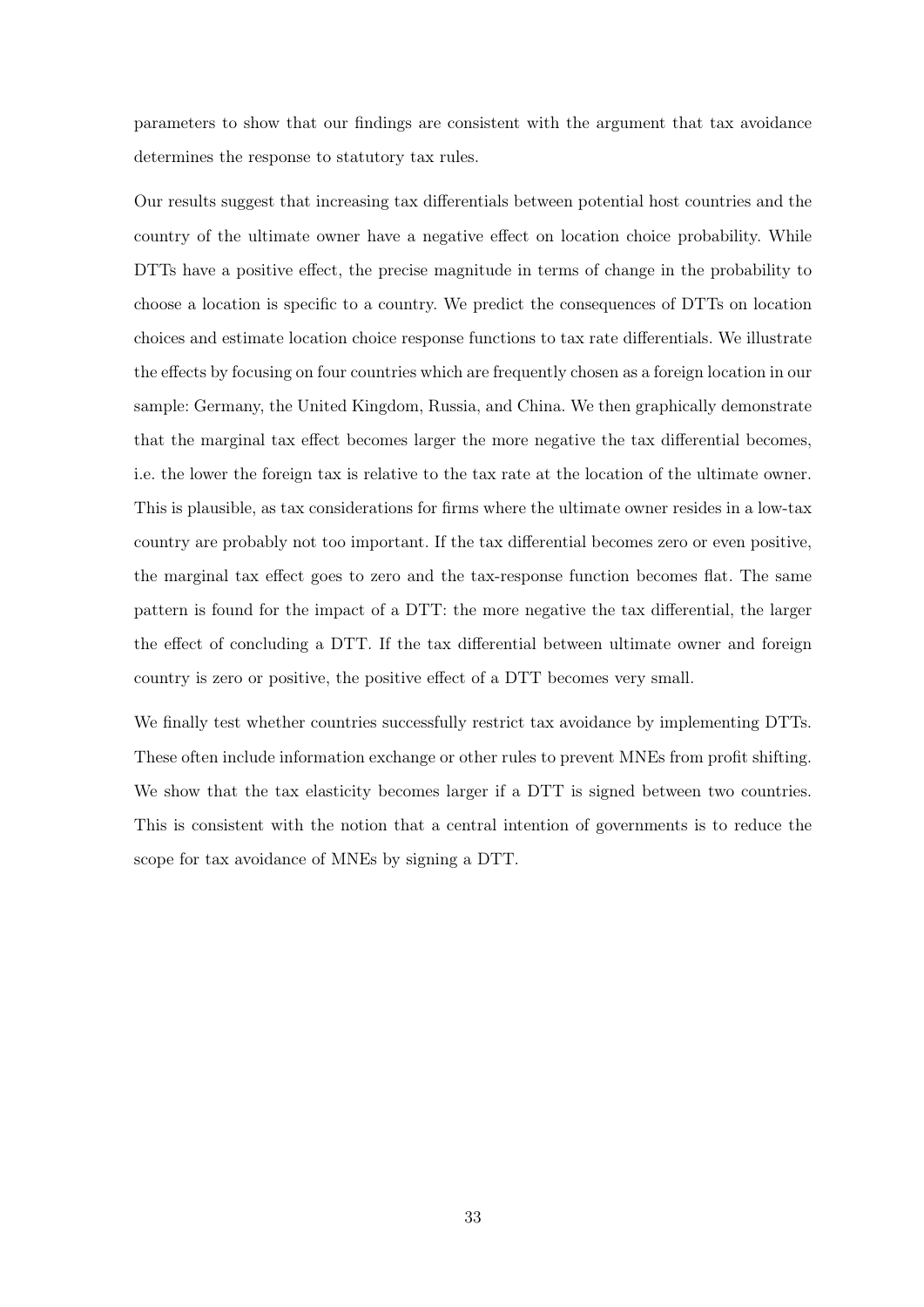parameters to show that our findings are consistent with the argument that tax avoidance determines the response to statutory tax rules.

Our results suggest that increasing tax differentials between potential host countries and the country of the ultimate owner have a negative effect on location choice probability. While DTTs have a positive effect, the precise magnitude in terms of change in the probability to choose a location is specific to a country. We predict the consequences of DTTs on location choices and estimate location choice response functions to tax rate differentials. We illustrate the effects by focusing on four countries which are frequently chosen as a foreign location in our sample: Germany, the United Kingdom, Russia, and China. We then graphically demonstrate that the marginal tax effect becomes larger the more negative the tax differential becomes, i.e. the lower the foreign tax is relative to the tax rate at the location of the ultimate owner. This is plausible, as tax considerations for firms where the ultimate owner resides in a low-tax country are probably not too important. If the tax differential becomes zero or even positive, the marginal tax effect goes to zero and the tax-response function becomes flat. The same pattern is found for the impact of a DTT: the more negative the tax differential, the larger the effect of concluding a DTT. If the tax differential between ultimate owner and foreign country is zero or positive, the positive effect of a DTT becomes very small.

We finally test whether countries successfully restrict tax avoidance by implementing DTTs. These often include information exchange or other rules to prevent MNEs from profit shifting. We show that the tax elasticity becomes larger if a DTT is signed between two countries. This is consistent with the notion that a central intention of governments is to reduce the scope for tax avoidance of MNEs by signing a DTT.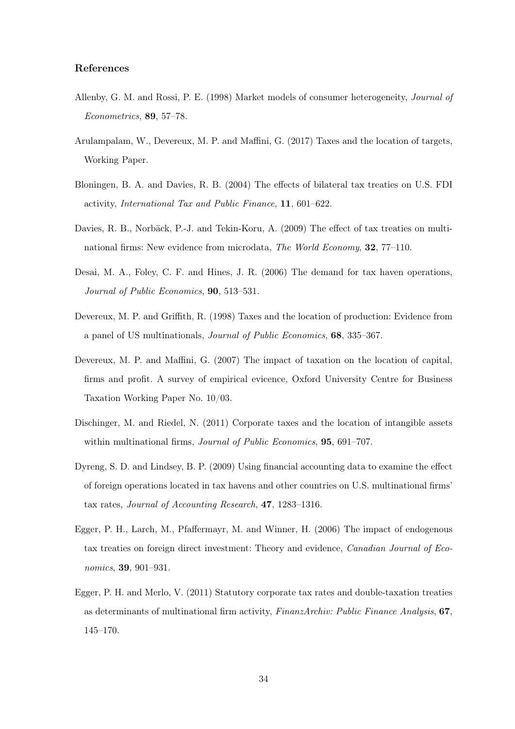### References

Allenby, G. M. and Rossi, P. E. (1998) Market models of consumer heterogeneity, *Journal of Econometrics*, **89**, 57–78.

Arulampalam, W., Devereux, M. P. and Maffini, G. (2017) Taxes and the location of targets, Working Paper.

Bloningen, B. A. and Davies, R. B. (2004) The effects of bilateral tax treaties on U.S. FDI activity, *International Tax and Public Finance*, **11**, 601–622.

Davies, R. B., Norbäck, P.-J. and Tekin-Koru, A. (2009) The effect of tax treaties on multinational firms: New evidence from microdata, *The World Economy*, **32**, 77–110.

Desai, M. A., Foley, C. F. and Hines, J. R. (2006) The demand for tax haven operations, *Journal of Public Economics*, **90**, 513–531.

Devereux, M. P. and Griffith, R. (1998) Taxes and the location of production: Evidence from a panel of US multinationals, *Journal of Public Economics*, **68**, 335–367.

Devereux, M. P. and Maffini, G. (2007) The impact of taxation on the location of capital, firms and profit. A survey of empirical evicence, Oxford University Centre for Business Taxation Working Paper No. 10/03.

Dischinger, M. and Riedel, N. (2011) Corporate taxes and the location of intangible assets within multinational firms, *Journal of Public Economics*, **95**, 691–707.

Dyreng, S. D. and Lindsey, B. P. (2009) Using financial accounting data to examine the effect of foreign operations located in tax havens and other countries on U.S. multinational firms' tax rates, *Journal of Accounting Research*, **47**, 1283–1316.

Egger, P. H., Larch, M., Pfaffermayr, M. and Winner, H. (2006) The impact of endogenous tax treaties on foreign direct investment: Theory and evidence, *Canadian Journal of Economics*, **39**, 901–931.

Egger, P. H. and Merlo, V. (2011) Statutory corporate tax rates and double-taxation treaties as determinants of multinational firm activity, *FinanzArchiv: Public Finance Analysis*, **67**, 145–170.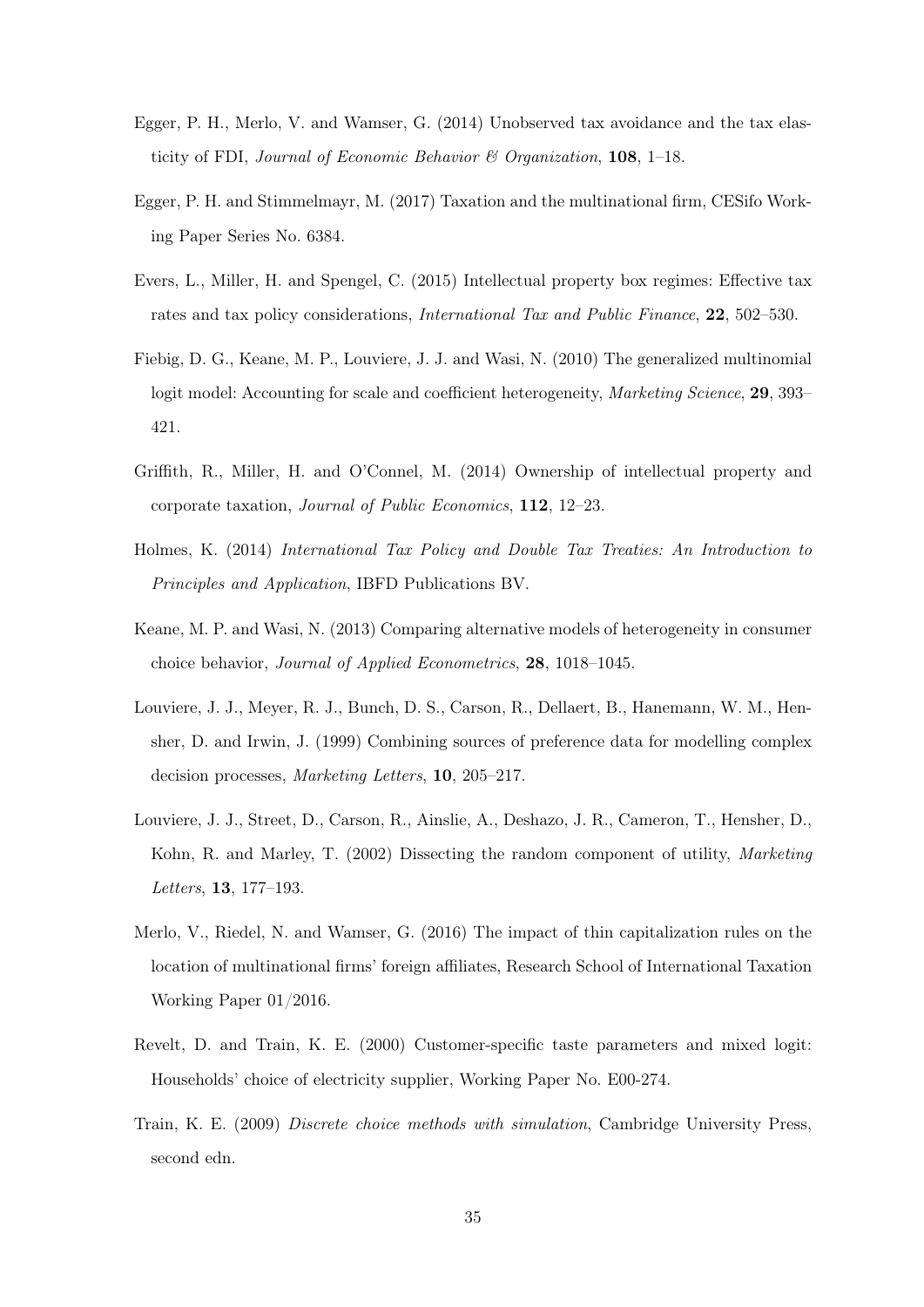Egger, P. H., Merlo, V. and Wamser, G. (2014) Unobserved tax avoidance and the tax elasticity of FDI, *Journal of Economic Behavior & Organization*, **108**, 1–18.

Egger, P. H. and Stimmelmayr, M. (2017) Taxation and the multinational firm, CESifo Working Paper Series No. 6384.

Evers, L., Miller, H. and Spengel, C. (2015) Intellectual property box regimes: Effective tax rates and tax policy considerations, *International Tax and Public Finance*, **22**, 502–530.

Fiebig, D. G., Keane, M. P., Louviere, J. J. and Wasi, N. (2010) The generalized multinomial logit model: Accounting for scale and coefficient heterogeneity, *Marketing Science*, **29**, 393–421.

Griffith, R., Miller, H. and O'Connel, M. (2014) Ownership of intellectual property and corporate taxation, *Journal of Public Economics*, **112**, 12–23.

Holmes, K. (2014) *International Tax Policy and Double Tax Treaties: An Introduction to Principles and Application*, IBFD Publications BV.

Keane, M. P. and Wasi, N. (2013) Comparing alternative models of heterogeneity in consumer choice behavior, *Journal of Applied Econometrics*, **28**, 1018–1045.

Louviere, J. J., Meyer, R. J., Bunch, D. S., Carson, R., Dellaert, B., Hanemann, W. M., Hensher, D. and Irwin, J. (1999) Combining sources of preference data for modelling complex decision processes, *Marketing Letters*, **10**, 205–217.

Louviere, J. J., Street, D., Carson, R., Ainslie, A., Deshazo, J. R., Cameron, T., Hensher, D., Kohn, R. and Marley, T. (2002) Dissecting the random component of utility, *Marketing Letters*, **13**, 177–193.

Merlo, V., Riedel, N. and Wamser, G. (2016) The impact of thin capitalization rules on the location of multinational firms' foreign affiliates, Research School of International Taxation Working Paper 01/2016.

Revelt, D. and Train, K. E. (2000) Customer-specific taste parameters and mixed logit: Households' choice of electricity supplier, Working Paper No. E00-274.

Train, K. E. (2009) *Discrete choice methods with simulation*, Cambridge University Press, second edn.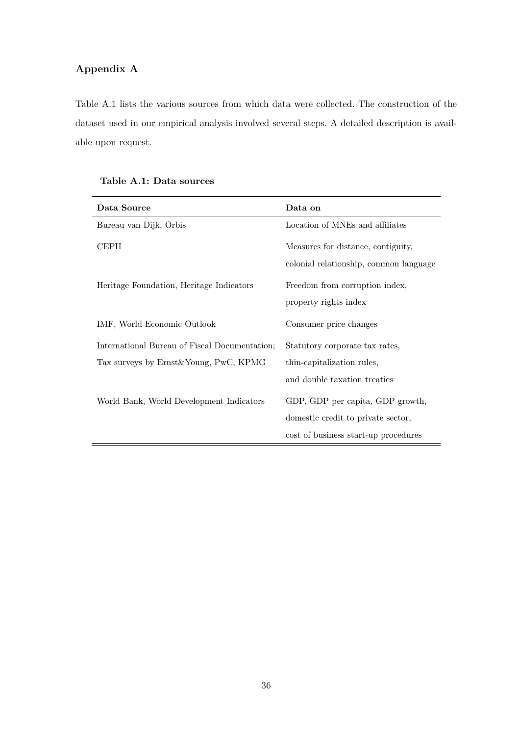## Appendix A

Table A.1 lists the various sources from which data were collected. The construction of the dataset used in our empirical analysis involved several steps. A detailed description is available upon request.

**Table A.1: Data sources**

| Data Source | Data on |
|---|---|
| Bureau van Dijk, Orbis | Location of MNEs and affiliates |
| CEPII | Measures for distance, contiguity, colonial relationship, common language |
| Heritage Foundation, Heritage Indicators | Freedom from corruption index, property rights index |
| IMF, World Economic Outlook | Consumer price changes |
| International Bureau of Fiscal Documentation; Tax surveys by Ernst&Young, PwC, KPMG | Statutory corporate tax rates, thin-capitalization rules, and double taxation treaties |
| World Bank, World Development Indicators | GDP, GDP per capita, GDP growth, domestic credit to private sector, cost of business start-up procedures |